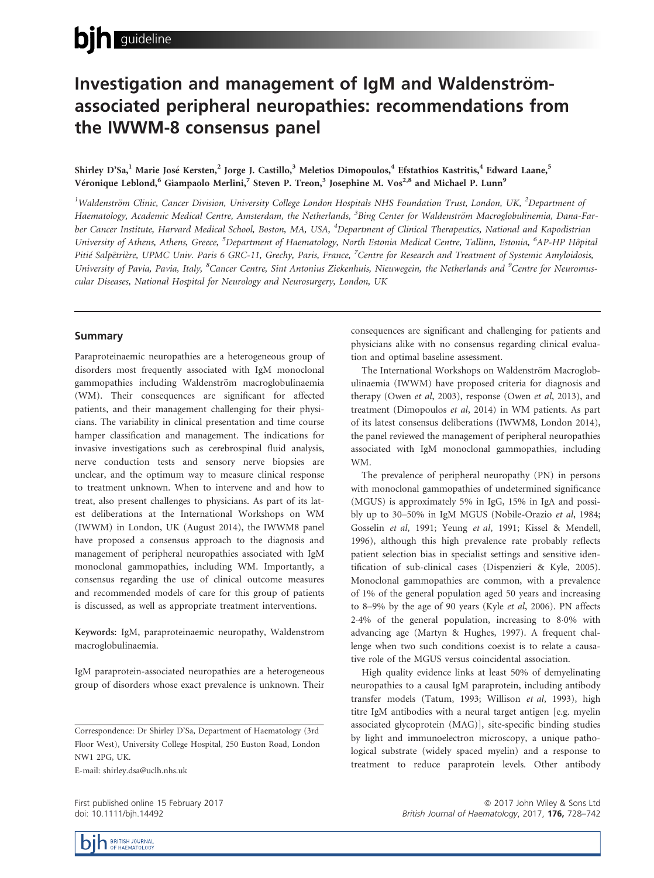# Investigation and management of IgM and Waldenström-associated peripheral neuropathies: recommendations from the IWWM-8 consensus panel

Shirley D'Sa,[1] Marie José Kersten,[2] Jorge J. Castillo,[3] Meletios Dimopoulos,[4] Efstathios Kastritis,[4] Edward Laane,[5] Véronique Leblond,[6] Giampaolo Merlini,[7] Steven P. Treon,[3] Josephine M. Vos[2,8] and Michael P. Lunn[9]

[1]Waldenström Clinic, Cancer Division, University College London Hospitals NHS Foundation Trust, London, UK, [2]Department of Haematology, Academic Medical Centre, Amsterdam, the Netherlands, [3]Bing Center for Waldenström Macroglobulinemia, Dana-Farber Cancer Institute, Harvard Medical School, Boston, MA, USA, [4]Department of Clinical Therapeutics, National and Kapodistrian University of Athens, Athens, Greece, [5]Department of Haematology, North Estonia Medical Centre, Tallinn, Estonia, [6]AP-HP Hôpital Pitié Salpêtrière, UPMC Univ. Paris 6 GRC-11, Grechy, Paris, France, [7]Centre for Research and Treatment of Systemic Amyloidosis, University of Pavia, Pavia, Italy, [8]Cancer Centre, Sint Antonius Ziekenhuis, Nieuwegein, the Netherlands and [9]Centre for Neuromuscular Diseases, National Hospital for Neurology and Neurosurgery, London, UK

## Summary

Paraproteinaemic neuropathies are a heterogeneous group of disorders most frequently associated with IgM monoclonal gammopathies including Waldenström macroglobulinaemia (WM). Their consequences are significant for affected patients, and their management challenging for their physicians. The variability in clinical presentation and time course hamper classification and management. The indications for invasive investigations such as cerebrospinal fluid analysis, nerve conduction tests and sensory nerve biopsies are unclear, and the optimum way to measure clinical response to treatment unknown. When to intervene and and how to treat, also present challenges to physicians. As part of its latest deliberations at the International Workshops on WM (IWWM) in London, UK (August 2014), the IWWM8 panel have proposed a consensus approach to the diagnosis and management of peripheral neuropathies associated with IgM monoclonal gammopathies, including WM. Importantly, a consensus regarding the use of clinical outcome measures and recommended models of care for this group of patients is discussed, as well as appropriate treatment interventions.

**Keywords:** IgM, paraproteinaemic neuropathy, Waldenstrom macroglobulinaemia.

IgM paraprotein-associated neuropathies are a heterogeneous group of disorders whose exact prevalence is unknown. Their consequences are significant and challenging for patients and physicians alike with no consensus regarding clinical evaluation and optimal baseline assessment.

The International Workshops on Waldenström Macroglobulinaemia (IWWM) have proposed criteria for diagnosis and therapy (Owen *et al*, 2003), response (Owen *et al*, 2013), and treatment (Dimopoulos *et al*, 2014) in WM patients. As part of its latest consensus deliberations (IWWM8, London 2014), the panel reviewed the management of peripheral neuropathies associated with IgM monoclonal gammopathies, including WM.

The prevalence of peripheral neuropathy (PN) in persons with monoclonal gammopathies of undetermined significance (MGUS) is approximately 5% in IgG, 15% in IgA and possibly up to 30–50% in IgM MGUS (Nobile-Orazio *et al*, 1984; Gosselin *et al*, 1991; Yeung *et al*, 1991; Kissel & Mendell, 1996), although this high prevalence rate probably reflects patient selection bias in specialist settings and sensitive identification of sub-clinical cases (Dispenzieri & Kyle, 2005). Monoclonal gammopathies are common, with a prevalence of 1% of the general population aged 50 years and increasing to 8–9% by the age of 90 years (Kyle *et al*, 2006). PN affects 2·4% of the general population, increasing to 8·0% with advancing age (Martyn & Hughes, 1997). A frequent challenge when two such conditions coexist is to relate a causative role of the MGUS versus coincidental association.

High quality evidence links at least 50% of demyelinating neuropathies to a causal IgM paraprotein, including antibody transfer models (Tatum, 1993; Willison *et al*, 1993), high titre IgM antibodies with a neural target antigen [e.g. myelin associated glycoprotein (MAG)], site-specific binding studies by light and immunoelectron microscopy, a unique pathological substrate (widely spaced myelin) and a response to treatment to reduce paraprotein levels. Other antibody

Correspondence: Dr Shirley D'Sa, Department of Haematology (3rd Floor West), University College Hospital, 250 Euston Road, London NW1 2PG, UK.
E-mail: shirley.dsa@uclh.nhs.uk

First published online 15 February 2017
doi: 10.1111/bjh.14492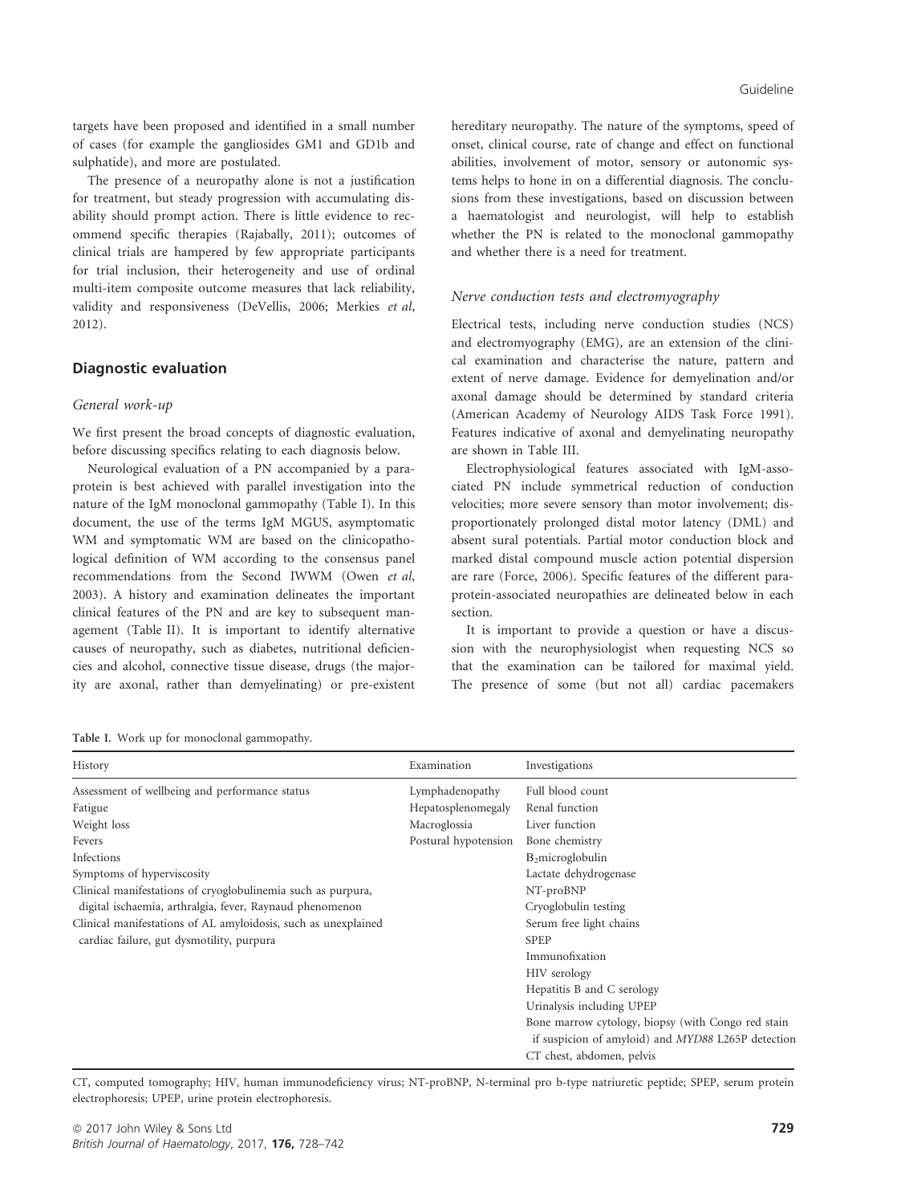targets have been proposed and identified in a small number of cases (for example the gangliosides GM1 and GD1b and sulphatide), and more are postulated.

The presence of a neuropathy alone is not a justification for treatment, but steady progression with accumulating disability should prompt action. There is little evidence to recommend specific therapies (Rajabally, 2011); outcomes of clinical trials are hampered by few appropriate participants for trial inclusion, their heterogeneity and use of ordinal multi-item composite outcome measures that lack reliability, validity and responsiveness (DeVellis, 2006; Merkies *et al*, 2012).

## Diagnostic evaluation

### *General work-up*

We first present the broad concepts of diagnostic evaluation, before discussing specifics relating to each diagnosis below.

Neurological evaluation of a PN accompanied by a paraprotein is best achieved with parallel investigation into the nature of the IgM monoclonal gammopathy (Table I). In this document, the use of the terms IgM MGUS, asymptomatic WM and symptomatic WM are based on the clinicopathological definition of WM according to the consensus panel recommendations from the Second IWWM (Owen *et al*, 2003). A history and examination delineates the important clinical features of the PN and are key to subsequent management (Table II). It is important to identify alternative causes of neuropathy, such as diabetes, nutritional deficiencies and alcohol, connective tissue disease, drugs (the majority are axonal, rather than demyelinating) or pre-existent hereditary neuropathy. The nature of the symptoms, speed of onset, clinical course, rate of change and effect on functional abilities, involvement of motor, sensory or autonomic systems helps to hone in on a differential diagnosis. The conclusions from these investigations, based on discussion between a haematologist and neurologist, will help to establish whether the PN is related to the monoclonal gammopathy and whether there is a need for treatment.

### *Nerve conduction tests and electromyography*

Electrical tests, including nerve conduction studies (NCS) and electromyography (EMG), are an extension of the clinical examination and characterise the nature, pattern and extent of nerve damage. Evidence for demyelination and/or axonal damage should be determined by standard criteria (American Academy of Neurology AIDS Task Force 1991). Features indicative of axonal and demyelinating neuropathy are shown in Table III.

Electrophysiological features associated with IgM-associated PN include symmetrical reduction of conduction velocities; more severe sensory than motor involvement; disproportionately prolonged distal motor latency (DML) and absent sural potentials. Partial motor conduction block and marked distal compound muscle action potential dispersion are rare (Force, 2006). Specific features of the different paraprotein-associated neuropathies are delineated below in each section.

It is important to provide a question or have a discussion with the neurophysiologist when requesting NCS so that the examination can be tailored for maximal yield. The presence of some (but not all) cardiac pacemakers

Table I. Work up for monoclonal gammopathy.

| History | Examination | Investigations |
|---|---|---|
| Assessment of wellbeing and performance status | Lymphadenopathy | Full blood count |
| Fatigue | Hepatosplenomegaly | Renal function |
| Weight loss | Macroglossia | Liver function |
| Fevers | Postural hypotension | Bone chemistry |
| Infections | | $B_2$microglobulin |
| Symptoms of hyperviscosity | | Lactate dehydrogenase |
| Clinical manifestations of cryoglobulinemia such as purpura, digital ischaemia, arthralgia, fever, Raynaud phenomenon | | NT-proBNP |
| | | Cryoglobulin testing |
| Clinical manifestations of AL amyloidosis, such as unexplained cardiac failure, gut dysmotility, purpura | | Serum free light chains |
| | | SPEP |
| | | Immunofixation |
| | | HIV serology |
| | | Hepatitis B and C serology |
| | | Urinalysis including UPEP |
| | | Bone marrow cytology, biopsy (with Congo red stain if suspicion of amyloid) and *MYD88* L265P detection |
| | | CT chest, abdomen, pelvis |

CT, computed tomography; HIV, human immunodeficiency virus; NT-proBNP, N-terminal pro b-type natriuretic peptide; SPEP, serum protein electrophoresis; UPEP, urine protein electrophoresis.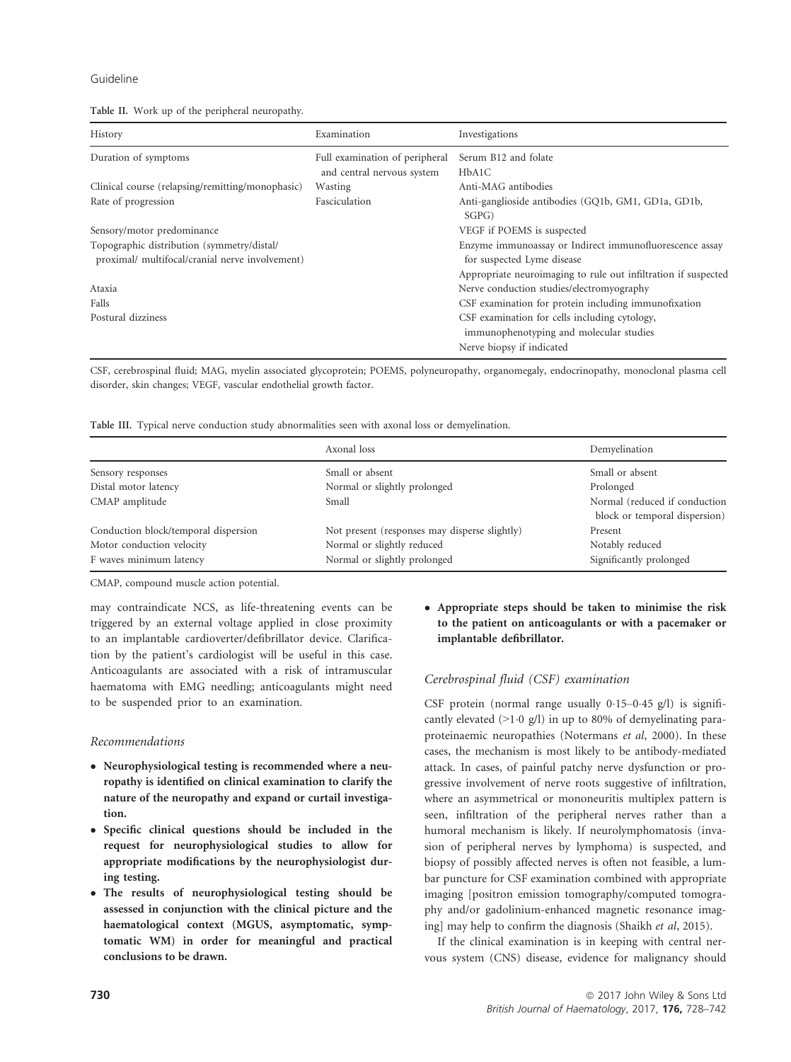Table II. Work up of the peripheral neuropathy.

| History | Examination | Investigations |
| --- | --- | --- |
| Duration of symptoms | Full examination of peripheral and central nervous system | Serum B12 and folate<br>HbA1C |
| Clinical course (relapsing/remitting/monophasic) | Wasting | Anti-MAG antibodies |
| Rate of progression | Fasciculation | Anti-ganglioside antibodies (GQ1b, GM1, GD1a, GD1b, SGPG) |
| Sensory/motor predominance | | VEGF if POEMS is suspected |
| Topographic distribution (symmetry/distal/ proximal/ multifocal/cranial nerve involvement) | | Enzyme immunoassay or Indirect immunofluorescence assay for suspected Lyme disease<br>Appropriate neuroimaging to rule out infiltration if suspected |
| Ataxia | | Nerve conduction studies/electromyography |
| Falls | | CSF examination for protein including immunofixation |
| Postural dizziness | | CSF examination for cells including cytology, immunophenotyping and molecular studies<br>Nerve biopsy if indicated |

CSF, cerebrospinal fluid; MAG, myelin associated glycoprotein; POEMS, polyneuropathy, organomegaly, endocrinopathy, monoclonal plasma cell disorder, skin changes; VEGF, vascular endothelial growth factor.

Table III. Typical nerve conduction study abnormalities seen with axonal loss or demyelination.

| | Axonal loss | Demyelination |
| --- | --- | --- |
| Sensory responses | Small or absent | Small or absent |
| Distal motor latency | Normal or slightly prolonged | Prolonged |
| CMAP amplitude | Small | Normal (reduced if conduction block or temporal dispersion) |
| Conduction block/temporal dispersion | Not present (responses may disperse slightly) | Present |
| Motor conduction velocity | Normal or slightly reduced | Notably reduced |
| F waves minimum latency | Normal or slightly prolonged | Significantly prolonged |

CMAP, compound muscle action potential.

may contraindicate NCS, as life-threatening events can be triggered by an external voltage applied in close proximity to an implantable cardioverter/defibrillator device. Clarification by the patient's cardiologist will be useful in this case. Anticoagulants are associated with a risk of intramuscular haematoma with EMG needling; anticoagulants might need to be suspended prior to an examination.

### Recommendations

- **Neurophysiological testing is recommended where a neuropathy is identified on clinical examination to clarify the nature of the neuropathy and expand or curtail investigation.**
- **Specific clinical questions should be included in the request for neurophysiological studies to allow for appropriate modifications by the neurophysiologist during testing.**
- **The results of neurophysiological testing should be assessed in conjunction with the clinical picture and the haematological context (MGUS, asymptomatic, symptomatic WM) in order for meaningful and practical conclusions to be drawn.**
- **Appropriate steps should be taken to minimise the risk to the patient on anticoagulants or with a pacemaker or implantable defibrillator.**

### Cerebrospinal fluid (CSF) examination

CSF protein (normal range usually 0·15–0·45 g/l) is significantly elevated (>1·0 g/l) in up to 80% of demyelinating paraproteinaemic neuropathies (Notermans *et al*, 2000). In these cases, the mechanism is most likely to be antibody-mediated attack. In cases, of painful patchy nerve dysfunction or progressive involvement of nerve roots suggestive of infiltration, where an asymmetrical or mononeuritis multiplex pattern is seen, infiltration of the peripheral nerves rather than a humoral mechanism is likely. If neurolymphomatosis (invasion of peripheral nerves by lymphoma) is suspected, and biopsy of possibly affected nerves is often not feasible, a lumbar puncture for CSF examination combined with appropriate imaging [positron emission tomography/computed tomography and/or gadolinium-enhanced magnetic resonance imaging] may help to confirm the diagnosis (Shaikh *et al*, 2015).

If the clinical examination is in keeping with central nervous system (CNS) disease, evidence for malignancy should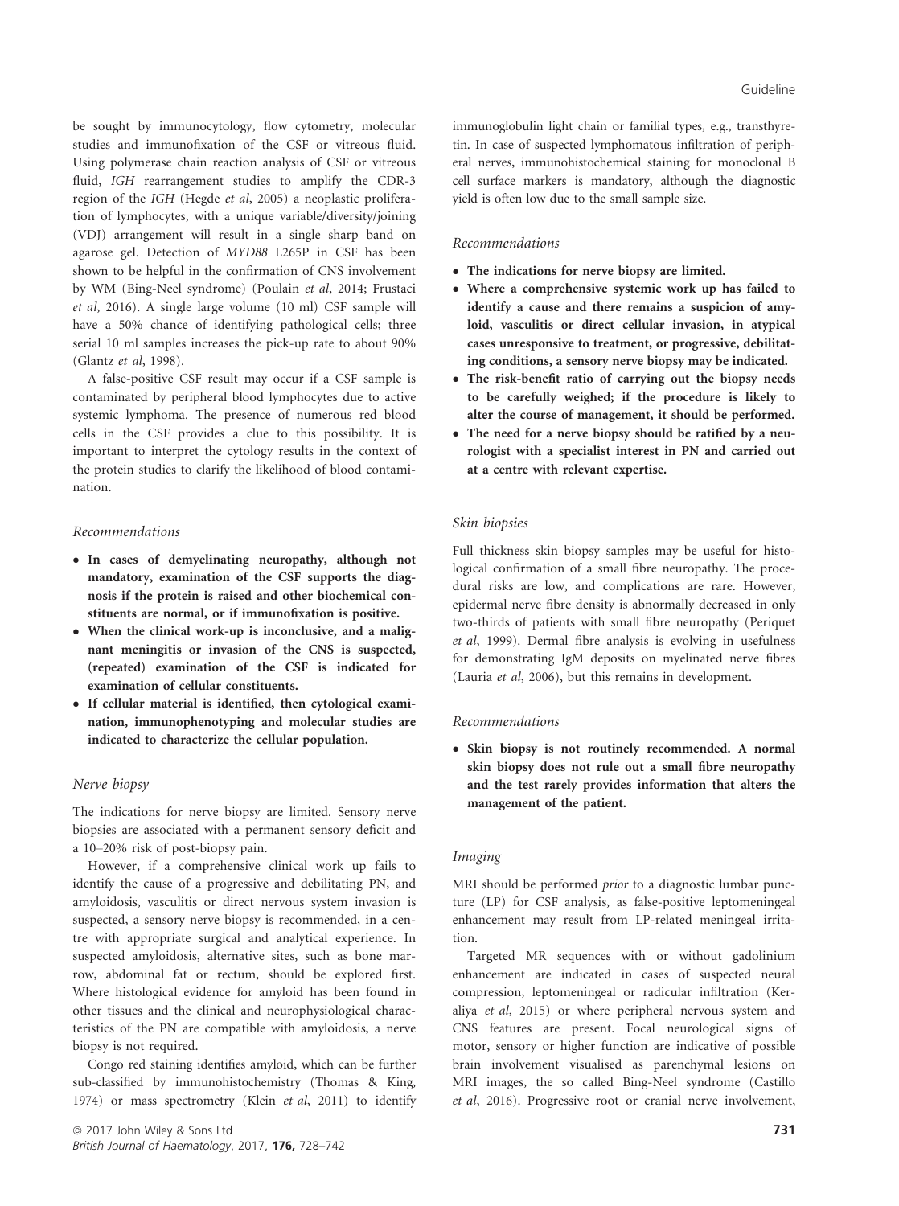be sought by immunocytology, flow cytometry, molecular studies and immunofixation of the CSF or vitreous fluid. Using polymerase chain reaction analysis of CSF or vitreous fluid, *IGH* rearrangement studies to amplify the CDR-3 region of the *IGH* (Hegde *et al*, 2005) a neoplastic proliferation of lymphocytes, with a unique variable/diversity/joining (VDJ) arrangement will result in a single sharp band on agarose gel. Detection of *MYD88* L265P in CSF has been shown to be helpful in the confirmation of CNS involvement by WM (Bing-Neel syndrome) (Poulain *et al*, 2014; Frustaci *et al*, 2016). A single large volume (10 ml) CSF sample will have a 50% chance of identifying pathological cells; three serial 10 ml samples increases the pick-up rate to about 90% (Glantz *et al*, 1998).

A false-positive CSF result may occur if a CSF sample is contaminated by peripheral blood lymphocytes due to active systemic lymphoma. The presence of numerous red blood cells in the CSF provides a clue to this possibility. It is important to interpret the cytology results in the context of the protein studies to clarify the likelihood of blood contamination.

### *Recommendations*

- **In cases of demyelinating neuropathy, although not mandatory, examination of the CSF supports the diagnosis if the protein is raised and other biochemical constituents are normal, or if immunofixation is positive.**
- **When the clinical work-up is inconclusive, and a malignant meningitis or invasion of the CNS is suspected, (repeated) examination of the CSF is indicated for examination of cellular constituents.**
- **If cellular material is identified, then cytological examination, immunophenotyping and molecular studies are indicated to characterize the cellular population.**

### *Nerve biopsy*

The indications for nerve biopsy are limited. Sensory nerve biopsies are associated with a permanent sensory deficit and a 10–20% risk of post-biopsy pain.

However, if a comprehensive clinical work up fails to identify the cause of a progressive and debilitating PN, and amyloidosis, vasculitis or direct nervous system invasion is suspected, a sensory nerve biopsy is recommended, in a centre with appropriate surgical and analytical experience. In suspected amyloidosis, alternative sites, such as bone marrow, abdominal fat or rectum, should be explored first. Where histological evidence for amyloid has been found in other tissues and the clinical and neurophysiological characteristics of the PN are compatible with amyloidosis, a nerve biopsy is not required.

Congo red staining identifies amyloid, which can be further sub-classified by immunohistochemistry (Thomas & King, 1974) or mass spectrometry (Klein *et al*, 2011) to identify immunoglobulin light chain or familial types, e.g., transthyretin. In case of suspected lymphomatous infiltration of peripheral nerves, immunohistochemical staining for monoclonal B cell surface markers is mandatory, although the diagnostic yield is often low due to the small sample size.

### *Recommendations*

- **The indications for nerve biopsy are limited.**
- **Where a comprehensive systemic work up has failed to identify a cause and there remains a suspicion of amyloid, vasculitis or direct cellular invasion, in atypical cases unresponsive to treatment, or progressive, debilitating conditions, a sensory nerve biopsy may be indicated.**
- **The risk-benefit ratio of carrying out the biopsy needs to be carefully weighed; if the procedure is likely to alter the course of management, it should be performed.**
- **The need for a nerve biopsy should be ratified by a neurologist with a specialist interest in PN and carried out at a centre with relevant expertise.**

### *Skin biopsies*

Full thickness skin biopsy samples may be useful for histological confirmation of a small fibre neuropathy. The procedural risks are low, and complications are rare. However, epidermal nerve fibre density is abnormally decreased in only two-thirds of patients with small fibre neuropathy (Periquet *et al*, 1999). Dermal fibre analysis is evolving in usefulness for demonstrating IgM deposits on myelinated nerve fibres (Lauria *et al*, 2006), but this remains in development.

### *Recommendations*

- **Skin biopsy is not routinely recommended. A normal skin biopsy does not rule out a small fibre neuropathy and the test rarely provides information that alters the management of the patient.**

### *Imaging*

MRI should be performed *prior* to a diagnostic lumbar puncture (LP) for CSF analysis, as false-positive leptomeningeal enhancement may result from LP-related meningeal irritation.

Targeted MR sequences with or without gadolinium enhancement are indicated in cases of suspected neural compression, leptomeningeal or radicular infiltration (Keraliya *et al*, 2015) or where peripheral nervous system and CNS features are present. Focal neurological signs of motor, sensory or higher function are indicative of possible brain involvement visualised as parenchymal lesions on MRI images, the so called Bing-Neel syndrome (Castillo *et al*, 2016). Progressive root or cranial nerve involvement,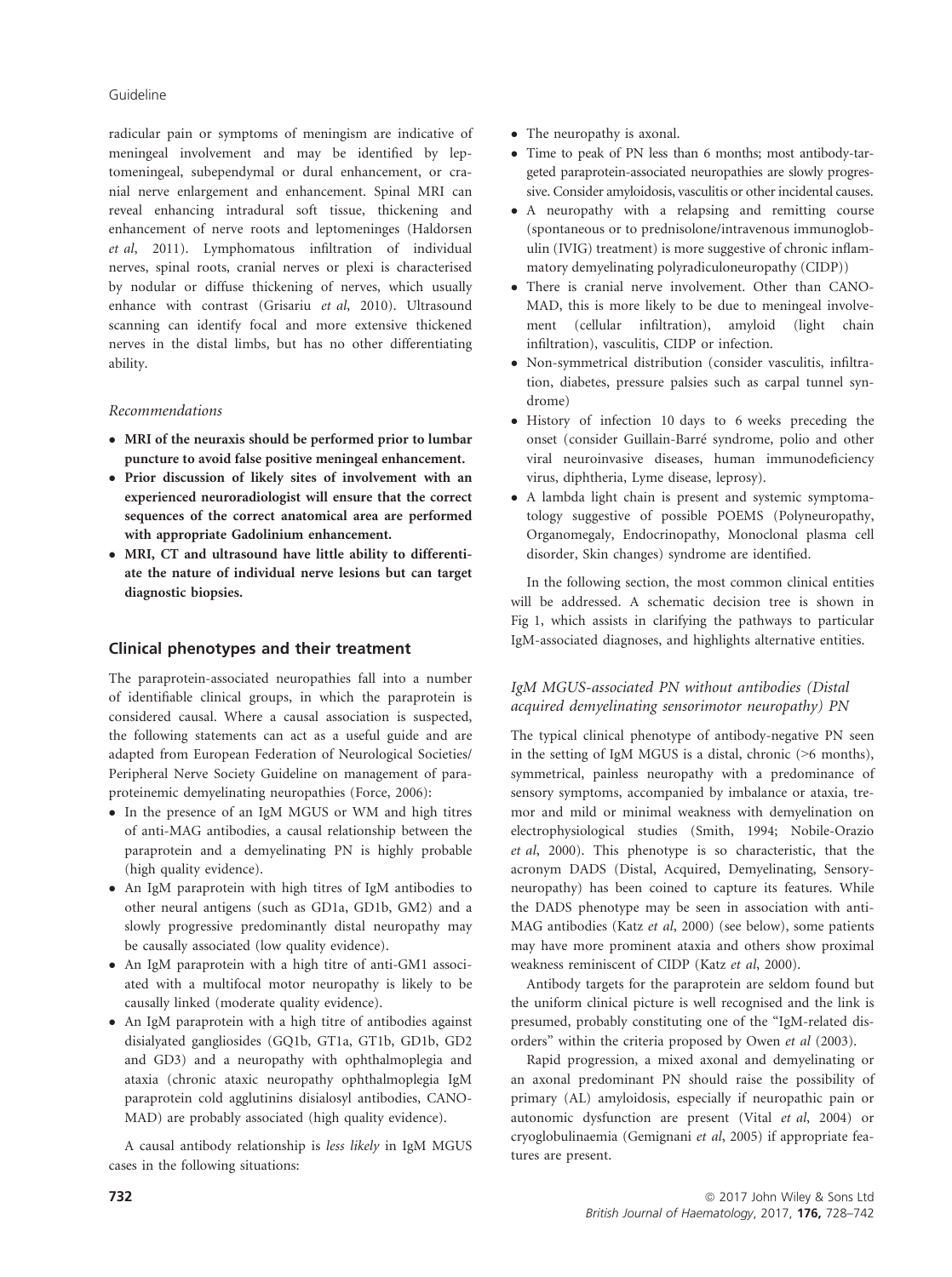radicular pain or symptoms of meningism are indicative of meningeal involvement and may be identified by leptomeningeal, subependymal or dural enhancement, or cranial nerve enlargement and enhancement. Spinal MRI can reveal enhancing intradural soft tissue, thickening and enhancement of nerve roots and leptomeninges (Haldorsen *et al*, 2011). Lymphomatous infiltration of individual nerves, spinal roots, cranial nerves or plexi is characterised by nodular or diffuse thickening of nerves, which usually enhance with contrast (Grisariu *et al*, 2010). Ultrasound scanning can identify focal and more extensive thickened nerves in the distal limbs, but has no other differentiating ability.

*Recommendations*

- **MRI of the neuraxis should be performed prior to lumbar puncture to avoid false positive meningeal enhancement.**
- **Prior discussion of likely sites of involvement with an experienced neuroradiologist will ensure that the correct sequences of the correct anatomical area are performed with appropriate Gadolinium enhancement.**
- **MRI, CT and ultrasound have little ability to differentiate the nature of individual nerve lesions but can target diagnostic biopsies.**

## Clinical phenotypes and their treatment

The paraprotein-associated neuropathies fall into a number of identifiable clinical groups, in which the paraprotein is considered causal. Where a causal association is suspected, the following statements can act as a useful guide and are adapted from European Federation of Neurological Societies/Peripheral Nerve Society Guideline on management of paraproteinemic demyelinating neuropathies (Force, 2006):

- In the presence of an IgM MGUS or WM and high titres of anti-MAG antibodies, a causal relationship between the paraprotein and a demyelinating PN is highly probable (high quality evidence).
- An IgM paraprotein with high titres of IgM antibodies to other neural antigens (such as GD1a, GD1b, GM2) and a slowly progressive predominantly distal neuropathy may be causally associated (low quality evidence).
- An IgM paraprotein with a high titre of anti-GM1 associated with a multifocal motor neuropathy is likely to be causally linked (moderate quality evidence).
- An IgM paraprotein with a high titre of antibodies against disialyated gangliosides (GQ1b, GT1a, GT1b, GD1b, GD2 and GD3) and a neuropathy with ophthalmoplegia and ataxia (chronic ataxic neuropathy ophthalmoplegia IgM paraprotein cold agglutinins disialosyl antibodies, CANOMAD) are probably associated (high quality evidence).

A causal antibody relationship is *less likely* in IgM MGUS cases in the following situations:

- The neuropathy is axonal.
- Time to peak of PN less than 6 months; most antibody-targeted paraprotein-associated neuropathies are slowly progressive. Consider amyloidosis, vasculitis or other incidental causes.
- A neuropathy with a relapsing and remitting course (spontaneous or to prednisolone/intravenous immunoglobulin (IVIG) treatment) is more suggestive of chronic inflammatory demyelinating polyradiculoneuropathy (CIDP))
- There is cranial nerve involvement. Other than CANOMAD, this is more likely to be due to meningeal involvement (cellular infiltration), amyloid (light chain infiltration), vasculitis, CIDP or infection.
- Non-symmetrical distribution (consider vasculitis, infiltration, diabetes, pressure palsies such as carpal tunnel syndrome)
- History of infection 10 days to 6 weeks preceding the onset (consider Guillain-Barré syndrome, polio and other viral neuroinvasive diseases, human immunodeficiency virus, diphtheria, Lyme disease, leprosy).
- A lambda light chain is present and systemic symptomatology suggestive of possible POEMS (Polyneuropathy, Organomegaly, Endocrinopathy, Monoclonal plasma cell disorder, Skin changes) syndrome are identified.

In the following section, the most common clinical entities will be addressed. A schematic decision tree is shown in Fig 1, which assists in clarifying the pathways to particular IgM-associated diagnoses, and highlights alternative entities.

### *IgM MGUS-associated PN without antibodies (Distal acquired demyelinating sensorimotor neuropathy) PN*

The typical clinical phenotype of antibody-negative PN seen in the setting of IgM MGUS is a distal, chronic (>6 months), symmetrical, painless neuropathy with a predominance of sensory symptoms, accompanied by imbalance or ataxia, tremor and mild or minimal weakness with demyelination on electrophysiological studies (Smith, 1994; Nobile-Orazio *et al*, 2000). This phenotype is so characteristic, that the acronym DADS (Distal, Acquired, Demyelinating, Sensory-neuropathy) has been coined to capture its features. While the DADS phenotype may be seen in association with anti-MAG antibodies (Katz *et al*, 2000) (see below), some patients may have more prominent ataxia and others show proximal weakness reminiscent of CIDP (Katz *et al*, 2000).

Antibody targets for the paraprotein are seldom found but the uniform clinical picture is well recognised and the link is presumed, probably constituting one of the "IgM-related disorders" within the criteria proposed by Owen *et al* (2003).

Rapid progression, a mixed axonal and demyelinating or an axonal predominant PN should raise the possibility of primary (AL) amyloidosis, especially if neuropathic pain or autonomic dysfunction are present (Vital *et al*, 2004) or cryoglobulinaemia (Gemignani *et al*, 2005) if appropriate features are present.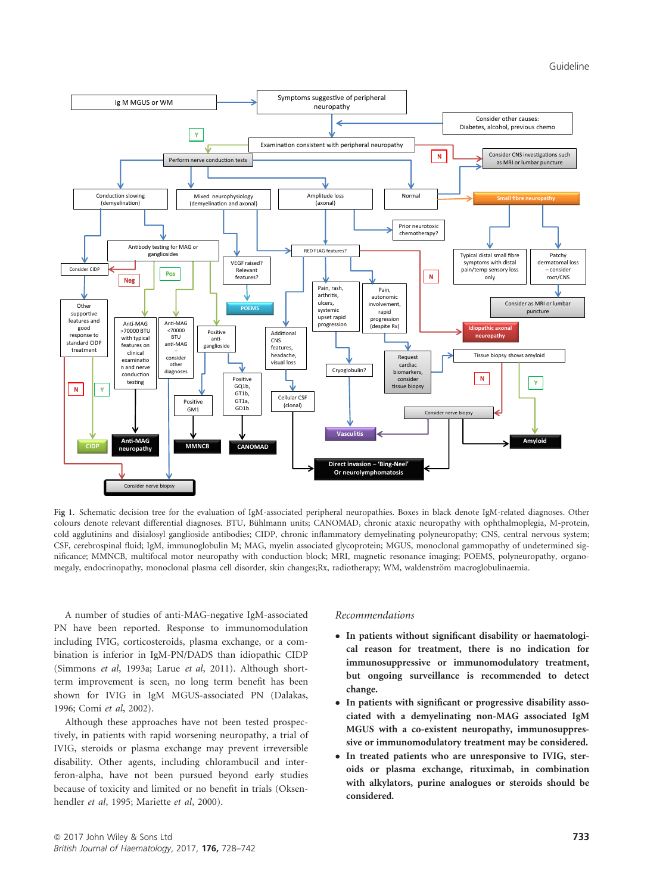Fig 1. Schematic decision tree for the evaluation of IgM-associated peripheral neuropathies. Boxes in black denote IgM-related diagnoses. Other colours denote relevant differential diagnoses. BTU, Bühlmann units; CANOMAD, chronic ataxic neuropathy with ophthalmoplegia, M-protein, cold agglutinins and disialosyl ganglioside antibodies; CIDP, chronic inflammatory demyelinating polyneuropathy; CNS, central nervous system; CSF, cerebrospinal fluid; IgM, immunoglobulin M; MAG, myelin associated glycoprotein; MGUS, monoclonal gammopathy of undetermined significance; MMNCB, multifocal motor neuropathy with conduction block; MRI, magnetic resonance imaging; POEMS, polyneuropathy, organomegaly, endocrinopathy, monoclonal plasma cell disorder, skin changes;Rx, radiotherapy; WM, waldenström macroglobulinaemia.

A number of studies of anti-MAG-negative IgM-associated PN have been reported. Response to immunomodulation including IVIG, corticosteroids, plasma exchange, or a combination is inferior in IgM-PN/DADS than idiopathic CIDP (Simmons *et al*, 1993a; Larue *et al*, 2011). Although short-term improvement is seen, no long term benefit has been shown for IVIG in IgM MGUS-associated PN (Dalakas, 1996; Comi *et al*, 2002).

Although these approaches have not been tested prospectively, in patients with rapid worsening neuropathy, a trial of IVIG, steroids or plasma exchange may prevent irreversible disability. Other agents, including chlorambucil and interferon-alpha, have not been pursued beyond early studies because of toxicity and limited or no benefit in trials (Oksenhendler *et al*, 1995; Mariette *et al*, 2000).

*Recommendations*

- **In patients without significant disability or haematological reason for treatment, there is no indication for immunosuppressive or immunomodulatory treatment, but ongoing surveillance is recommended to detect change.**
- **In patients with significant or progressive disability associated with a demyelinating non-MAG associated IgM MGUS with a co-existent neuropathy, immunosuppressive or immunomodulatory treatment may be considered.**
- **In treated patients who are unresponsive to IVIG, steroids or plasma exchange, rituximab, in combination with alkylators, purine analogues or steroids should be considered.**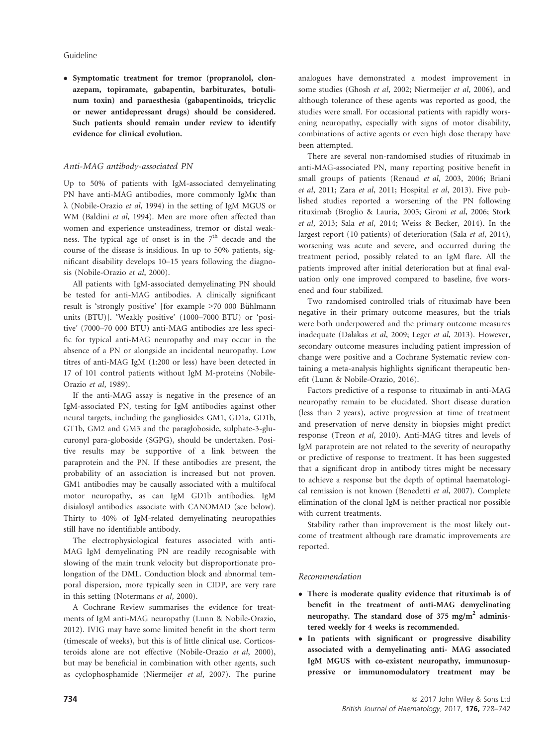- **Symptomatic treatment for tremor (propranolol, clonazepam, topiramate, gabapentin, barbiturates, botulinum toxin) and paraesthesia (gabapentinoids, tricyclic or newer antidepressant drugs) should be considered. Such patients should remain under review to identify evidence for clinical evolution.**

### *Anti-MAG antibody-associated PN*

Up to 50% of patients with IgM-associated demyelinating PN have anti-MAG antibodies, more commonly IgMκ than λ (Nobile-Orazio *et al*, 1994) in the setting of IgM MGUS or WM (Baldini *et al*, 1994). Men are more often affected than women and experience unsteadiness, tremor or distal weakness. The typical age of onset is in the 7th decade and the course of the disease is insidious. In up to 50% patients, significant disability develops 10–15 years following the diagnosis (Nobile-Orazio *et al*, 2000).

All patients with IgM-associated demyelinating PN should be tested for anti-MAG antibodies. A clinically significant result is 'strongly positive' [for example >70 000 Bühlmann units (BTU)]. 'Weakly positive' (1000–7000 BTU) or 'positive' (7000–70 000 BTU) anti-MAG antibodies are less specific for typical anti-MAG neuropathy and may occur in the absence of a PN or alongside an incidental neuropathy. Low titres of anti-MAG IgM (1:200 or less) have been detected in 17 of 101 control patients without IgM M-proteins (Nobile-Orazio *et al*, 1989).

If the anti-MAG assay is negative in the presence of an IgM-associated PN, testing for IgM antibodies against other neural targets, including the gangliosides GM1, GD1a, GD1b, GT1b, GM2 and GM3 and the paragloboside, sulphate-3-glucuronyl para-globoside (SGPG), should be undertaken. Positive results may be supportive of a link between the paraprotein and the PN. If these antibodies are present, the probability of an association is increased but not proven. GM1 antibodies may be causally associated with a multifocal motor neuropathy, as can IgM GD1b antibodies. IgM disialosyl antibodies associate with CANOMAD (see below). Thirty to 40% of IgM-related demyelinating neuropathies still have no identifiable antibody.

The electrophysiological features associated with anti-MAG IgM demyelinating PN are readily recognisable with slowing of the main trunk velocity but disproportionate prolongation of the DML. Conduction block and abnormal temporal dispersion, more typically seen in CIDP, are very rare in this setting (Notermans *et al*, 2000).

A Cochrane Review summarises the evidence for treatments of IgM anti-MAG neuropathy (Lunn & Nobile-Orazio, 2012). IVIG may have some limited benefit in the short term (timescale of weeks), but this is of little clinical use. Corticosteroids alone are not effective (Nobile-Orazio *et al*, 2000), but may be beneficial in combination with other agents, such as cyclophosphamide (Niermeijer *et al*, 2007). The purine analogues have demonstrated a modest improvement in some studies (Ghosh *et al*, 2002; Niermeijer *et al*, 2006), and although tolerance of these agents was reported as good, the studies were small. For occasional patients with rapidly worsening neuropathy, especially with signs of motor disability, combinations of active agents or even high dose therapy have been attempted.

There are several non-randomised studies of rituximab in anti-MAG-associated PN, many reporting positive benefit in small groups of patients (Renaud *et al*, 2003, 2006; Briani *et al*, 2011; Zara *et al*, 2011; Hospital *et al*, 2013). Five published studies reported a worsening of the PN following rituximab (Broglio & Lauria, 2005; Gironi *et al*, 2006; Stork *et al*, 2013; Sala *et al*, 2014; Weiss & Becker, 2014). In the largest report (10 patients) of deterioration (Sala *et al*, 2014), worsening was acute and severe, and occurred during the treatment period, possibly related to an IgM flare. All the patients improved after initial deterioration but at final evaluation only one improved compared to baseline, five worsened and four stabilized.

Two randomised controlled trials of rituximab have been negative in their primary outcome measures, but the trials were both underpowered and the primary outcome measures inadequate (Dalakas *et al*, 2009; Leger *et al*, 2013). However, secondary outcome measures including patient impression of change were positive and a Cochrane Systematic review containing a meta-analysis highlights significant therapeutic benefit (Lunn & Nobile-Orazio, 2016).

Factors predictive of a response to rituximab in anti-MAG neuropathy remain to be elucidated. Short disease duration (less than 2 years), active progression at time of treatment and preservation of nerve density in biopsies might predict response (Treon *et al*, 2010). Anti-MAG titres and levels of IgM paraprotein are not related to the severity of neuropathy or predictive of response to treatment. It has been suggested that a significant drop in antibody titres might be necessary to achieve a response but the depth of optimal haematological remission is not known (Benedetti *et al*, 2007). Complete elimination of the clonal IgM is neither practical nor possible with current treatments.

Stability rather than improvement is the most likely outcome of treatment although rare dramatic improvements are reported.

### *Recommendation*

- **There is moderate quality evidence that rituximab is of benefit in the treatment of anti-MAG demyelinating neuropathy. The standard dose of 375 mg/m$^2$ administered weekly for 4 weeks is recommended.**
- **In patients with significant or progressive disability associated with a demyelinating anti- MAG associated IgM MGUS with co-existent neuropathy, immunosuppressive or immunomodulatory treatment may be**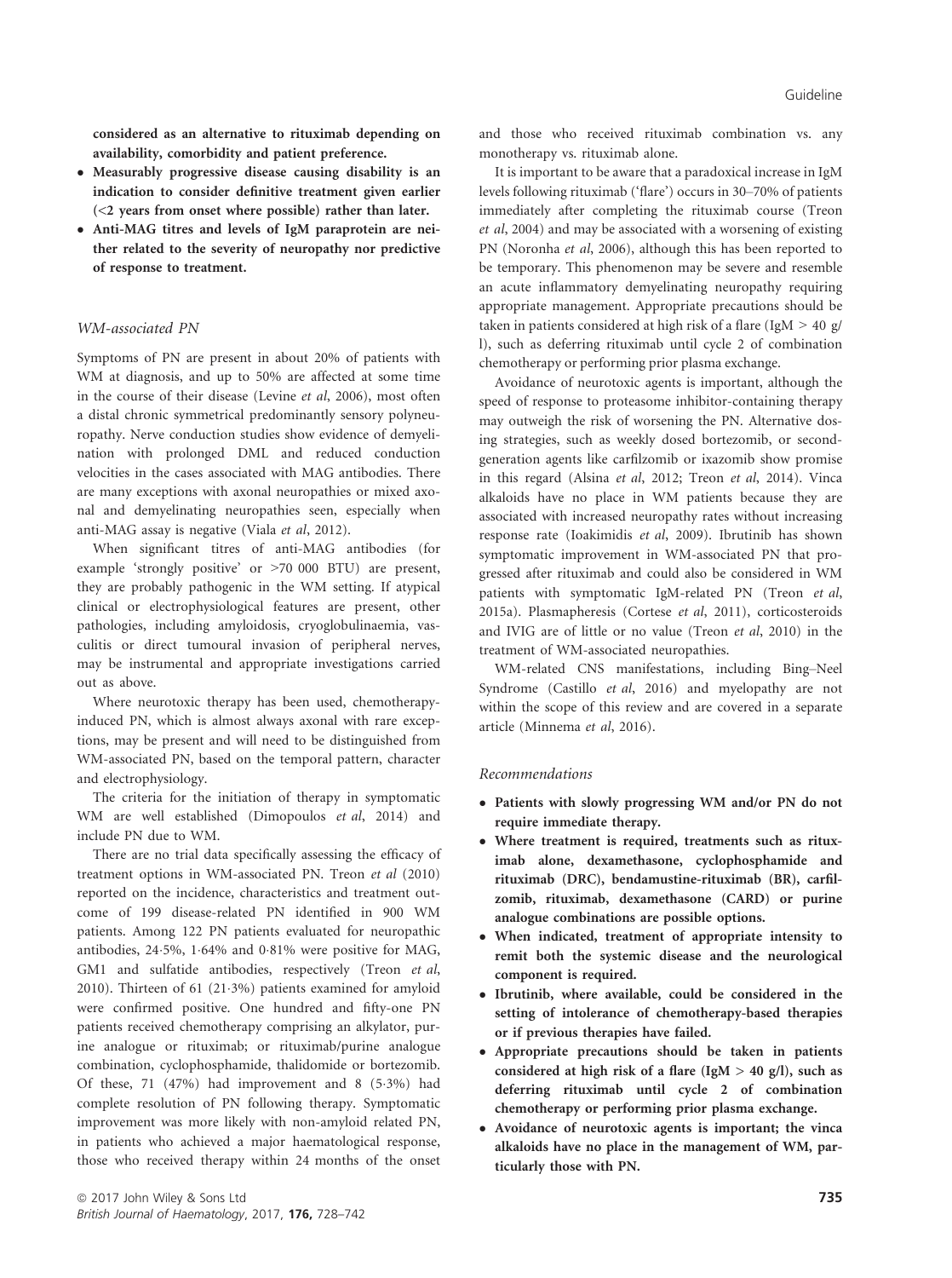**considered as an alternative to rituximab depending on availability, comorbidity and patient preference.**

- **Measurably progressive disease causing disability is an indication to consider definitive treatment given earlier (<2 years from onset where possible) rather than later.**
- **Anti-MAG titres and levels of IgM paraprotein are neither related to the severity of neuropathy nor predictive of response to treatment.**

### *WM-associated PN*

Symptoms of PN are present in about 20% of patients with WM at diagnosis, and up to 50% are affected at some time in the course of their disease (Levine *et al*, 2006), most often a distal chronic symmetrical predominantly sensory polyneuropathy. Nerve conduction studies show evidence of demyelination with prolonged DML and reduced conduction velocities in the cases associated with MAG antibodies. There are many exceptions with axonal neuropathies or mixed axonal and demyelinating neuropathies seen, especially when anti-MAG assay is negative (Viala *et al*, 2012).

When significant titres of anti-MAG antibodies (for example 'strongly positive' or >70 000 BTU) are present, they are probably pathogenic in the WM setting. If atypical clinical or electrophysiological features are present, other pathologies, including amyloidosis, cryoglobulinaemia, vasculitis or direct tumoural invasion of peripheral nerves, may be instrumental and appropriate investigations carried out as above.

Where neurotoxic therapy has been used, chemotherapy-induced PN, which is almost always axonal with rare exceptions, may be present and will need to be distinguished from WM-associated PN, based on the temporal pattern, character and electrophysiology.

The criteria for the initiation of therapy in symptomatic WM are well established (Dimopoulos *et al*, 2014) and include PN due to WM.

There are no trial data specifically assessing the efficacy of treatment options in WM-associated PN. Treon *et al* (2010) reported on the incidence, characteristics and treatment outcome of 199 disease-related PN identified in 900 WM patients. Among 122 PN patients evaluated for neuropathic antibodies, 24·5%, 1·64% and 0·81% were positive for MAG, GM1 and sulfatide antibodies, respectively (Treon *et al*, 2010). Thirteen of 61 (21·3%) patients examined for amyloid were confirmed positive. One hundred and fifty-one PN patients received chemotherapy comprising an alkylator, purine analogue or rituximab; or rituximab/purine analogue combination, cyclophosphamide, thalidomide or bortezomib. Of these, 71 (47%) had improvement and 8 (5·3%) had complete resolution of PN following therapy. Symptomatic improvement was more likely with non-amyloid related PN, in patients who achieved a major haematological response, those who received therapy within 24 months of the onset and those who received rituximab combination vs. any monotherapy vs. rituximab alone.

It is important to be aware that a paradoxical increase in IgM levels following rituximab ('flare') occurs in 30–70% of patients immediately after completing the rituximab course (Treon *et al*, 2004) and may be associated with a worsening of existing PN (Noronha *et al*, 2006), although this has been reported to be temporary. This phenomenon may be severe and resemble an acute inflammatory demyelinating neuropathy requiring appropriate management. Appropriate precautions should be taken in patients considered at high risk of a flare (IgM > 40 g/l), such as deferring rituximab until cycle 2 of combination chemotherapy or performing prior plasma exchange.

Avoidance of neurotoxic agents is important, although the speed of response to proteasome inhibitor-containing therapy may outweigh the risk of worsening the PN. Alternative dosing strategies, such as weekly dosed bortezomib, or second-generation agents like carfilzomib or ixazomib show promise in this regard (Alsina *et al*, 2012; Treon *et al*, 2014). Vinca alkaloids have no place in WM patients because they are associated with increased neuropathy rates without increasing response rate (Ioakimidis *et al*, 2009). Ibrutinib has shown symptomatic improvement in WM-associated PN that progressed after rituximab and could also be considered in WM patients with symptomatic IgM-related PN (Treon *et al*, 2015a). Plasmapheresis (Cortese *et al*, 2011), corticosteroids and IVIG are of little or no value (Treon *et al*, 2010) in the treatment of WM-associated neuropathies.

WM-related CNS manifestations, including Bing–Neel Syndrome (Castillo *et al*, 2016) and myelopathy are not within the scope of this review and are covered in a separate article (Minnema *et al*, 2016).

### *Recommendations*

- **Patients with slowly progressing WM and/or PN do not require immediate therapy.**
- **Where treatment is required, treatments such as rituximab alone, dexamethasone, cyclophosphamide and rituximab (DRC), bendamustine-rituximab (BR), carfilzomib, rituximab, dexamethasone (CARD) or purine analogue combinations are possible options.**
- **When indicated, treatment of appropriate intensity to remit both the systemic disease and the neurological component is required.**
- **Ibrutinib, where available, could be considered in the setting of intolerance of chemotherapy-based therapies or if previous therapies have failed.**
- **Appropriate precautions should be taken in patients considered at high risk of a flare (IgM > 40 g/l), such as deferring rituximab until cycle 2 of combination chemotherapy or performing prior plasma exchange.**
- **Avoidance of neurotoxic agents is important; the vinca alkaloids have no place in the management of WM, particularly those with PN.**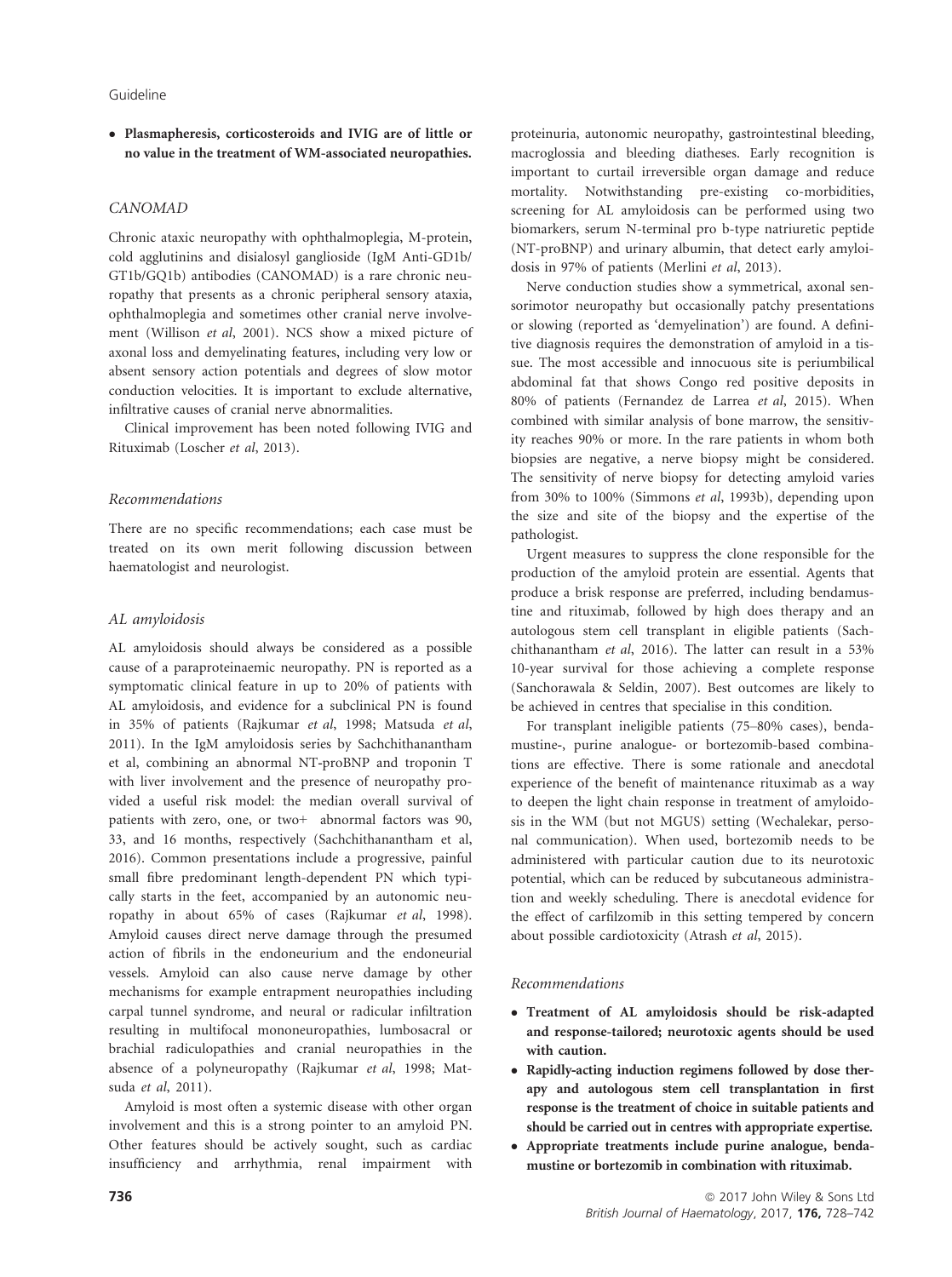- **Plasmapheresis, corticosteroids and IVIG are of little or no value in the treatment of WM-associated neuropathies.**

### *CANOMAD*

Chronic ataxic neuropathy with ophthalmoplegia, M-protein, cold agglutinins and disialosyl ganglioside (IgM Anti-GD1b/GT1b/GQ1b) antibodies (CANOMAD) is a rare chronic neuropathy that presents as a chronic peripheral sensory ataxia, ophthalmoplegia and sometimes other cranial nerve involvement (Willison *et al*, 2001). NCS show a mixed picture of axonal loss and demyelinating features, including very low or absent sensory action potentials and degrees of slow motor conduction velocities. It is important to exclude alternative, infiltrative causes of cranial nerve abnormalities.

Clinical improvement has been noted following IVIG and Rituximab (Loscher *et al*, 2013).

#### *Recommendations*

There are no specific recommendations; each case must be treated on its own merit following discussion between haematologist and neurologist.

### *AL amyloidosis*

AL amyloidosis should always be considered as a possible cause of a paraproteinaemic neuropathy. PN is reported as a symptomatic clinical feature in up to 20% of patients with AL amyloidosis, and evidence for a subclinical PN is found in 35% of patients (Rajkumar *et al*, 1998; Matsuda *et al*, 2011). In the IgM amyloidosis series by Sachchithanantham et al, combining an abnormal NT-proBNP and troponin T with liver involvement and the presence of neuropathy provided a useful risk model: the median overall survival of patients with zero, one, or two+ abnormal factors was 90, 33, and 16 months, respectively (Sachchithanantham et al, 2016). Common presentations include a progressive, painful small fibre predominant length-dependent PN which typically starts in the feet, accompanied by an autonomic neuropathy in about 65% of cases (Rajkumar *et al*, 1998). Amyloid causes direct nerve damage through the presumed action of fibrils in the endoneurium and the endoneurial vessels. Amyloid can also cause nerve damage by other mechanisms for example entrapment neuropathies including carpal tunnel syndrome, and neural or radicular infiltration resulting in multifocal mononeuropathies, lumbosacral or brachial radiculopathies and cranial neuropathies in the absence of a polyneuropathy (Rajkumar *et al*, 1998; Matsuda *et al*, 2011).

Amyloid is most often a systemic disease with other organ involvement and this is a strong pointer to an amyloid PN. Other features should be actively sought, such as cardiac insufficiency and arrhythmia, renal impairment with proteinuria, autonomic neuropathy, gastrointestinal bleeding, macroglossia and bleeding diatheses. Early recognition is important to curtail irreversible organ damage and reduce mortality. Notwithstanding pre-existing co-morbidities, screening for AL amyloidosis can be performed using two biomarkers, serum N-terminal pro b-type natriuretic peptide (NT-proBNP) and urinary albumin, that detect early amyloidosis in 97% of patients (Merlini *et al*, 2013).

Nerve conduction studies show a symmetrical, axonal sensorimotor neuropathy but occasionally patchy presentations or slowing (reported as 'demyelination') are found. A definitive diagnosis requires the demonstration of amyloid in a tissue. The most accessible and innocuous site is periumbilical abdominal fat that shows Congo red positive deposits in 80% of patients (Fernandez de Larrea *et al*, 2015). When combined with similar analysis of bone marrow, the sensitivity reaches 90% or more. In the rare patients in whom both biopsies are negative, a nerve biopsy might be considered. The sensitivity of nerve biopsy for detecting amyloid varies from 30% to 100% (Simmons *et al*, 1993b), depending upon the size and site of the biopsy and the expertise of the pathologist.

Urgent measures to suppress the clone responsible for the production of the amyloid protein are essential. Agents that produce a brisk response are preferred, including bendamustine and rituximab, followed by high does therapy and an autologous stem cell transplant in eligible patients (Sachchithanantham *et al*, 2016). The latter can result in a 53% 10-year survival for those achieving a complete response (Sanchorawala & Seldin, 2007). Best outcomes are likely to be achieved in centres that specialise in this condition.

For transplant ineligible patients (75–80% cases), bendamustine-, purine analogue- or bortezomib-based combinations are effective. There is some rationale and anecdotal experience of the benefit of maintenance rituximab as a way to deepen the light chain response in treatment of amyloidosis in the WM (but not MGUS) setting (Wechalekar, personal communication). When used, bortezomib needs to be administered with particular caution due to its neurotoxic potential, which can be reduced by subcutaneous administration and weekly scheduling. There is anecdotal evidence for the effect of carfilzomib in this setting tempered by concern about possible cardiotoxicity (Atrash *et al*, 2015).

#### *Recommendations*

- **Treatment of AL amyloidosis should be risk-adapted and response-tailored; neurotoxic agents should be used with caution.**
- **Rapidly-acting induction regimens followed by dose therapy and autologous stem cell transplantation in first response is the treatment of choice in suitable patients and should be carried out in centres with appropriate expertise.**
- **Appropriate treatments include purine analogue, bendamustine or bortezomib in combination with rituximab.**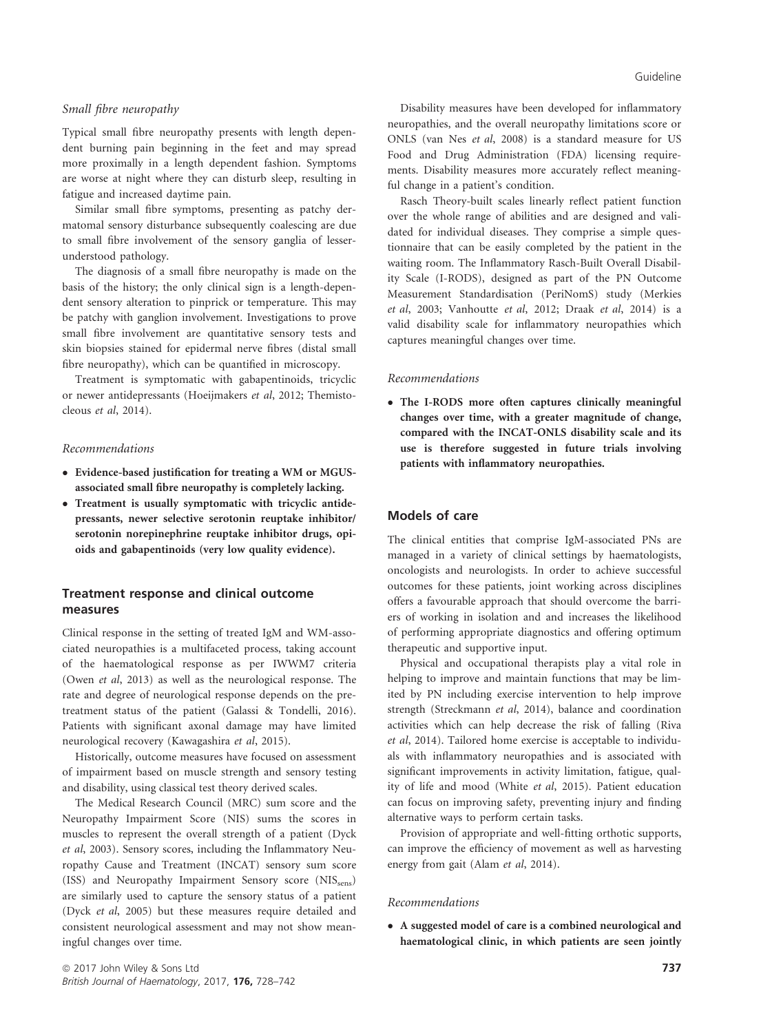### Small fibre neuropathy

Typical small fibre neuropathy presents with length dependent burning pain beginning in the feet and may spread more proximally in a length dependent fashion. Symptoms are worse at night where they can disturb sleep, resulting in fatigue and increased daytime pain.

Similar small fibre symptoms, presenting as patchy dermatomal sensory disturbance subsequently coalescing are due to small fibre involvement of the sensory ganglia of lesser-understood pathology.

The diagnosis of a small fibre neuropathy is made on the basis of the history; the only clinical sign is a length-dependent sensory alteration to pinprick or temperature. This may be patchy with ganglion involvement. Investigations to prove small fibre involvement are quantitative sensory tests and skin biopsies stained for epidermal nerve fibres (distal small fibre neuropathy), which can be quantified in microscopy.

Treatment is symptomatic with gabapentinoids, tricyclic or newer antidepressants (Hoeijmakers *et al*, 2012; Themistocleous *et al*, 2014).

*Recommendations*

- **Evidence-based justification for treating a WM or MGUS-associated small fibre neuropathy is completely lacking.**
- **Treatment is usually symptomatic with tricyclic antidepressants, newer selective serotonin reuptake inhibitor/serotonin norepinephrine reuptake inhibitor drugs, opioids and gabapentinoids (very low quality evidence).**

## Treatment response and clinical outcome measures

Clinical response in the setting of treated IgM and WM-associated neuropathies is a multifaceted process, taking account of the haematological response as per IWWM7 criteria (Owen *et al*, 2013) as well as the neurological response. The rate and degree of neurological response depends on the pre-treatment status of the patient (Galassi & Tondelli, 2016). Patients with significant axonal damage may have limited neurological recovery (Kawagashira *et al*, 2015).

Historically, outcome measures have focused on assessment of impairment based on muscle strength and sensory testing and disability, using classical test theory derived scales.

The Medical Research Council (MRC) sum score and the Neuropathy Impairment Score (NIS) sums the scores in muscles to represent the overall strength of a patient (Dyck *et al*, 2003). Sensory scores, including the Inflammatory Neuropathy Cause and Treatment (INCAT) sensory sum score (ISS) and Neuropathy Impairment Sensory score ($NIS_{sens}$) are similarly used to capture the sensory status of a patient (Dyck *et al*, 2005) but these measures require detailed and consistent neurological assessment and may not show meaningful changes over time.

Disability measures have been developed for inflammatory neuropathies, and the overall neuropathy limitations score or ONLS (van Nes *et al*, 2008) is a standard measure for US Food and Drug Administration (FDA) licensing requirements. Disability measures more accurately reflect meaningful change in a patient's condition.

Rasch Theory-built scales linearly reflect patient function over the whole range of abilities and are designed and validated for individual diseases. They comprise a simple questionnaire that can be easily completed by the patient in the waiting room. The Inflammatory Rasch-Built Overall Disability Scale (I-RODS), designed as part of the PN Outcome Measurement Standardisation (PeriNomS) study (Merkies *et al*, 2003; Vanhoutte *et al*, 2012; Draak *et al*, 2014) is a valid disability scale for inflammatory neuropathies which captures meaningful changes over time.

*Recommendations*

- **The I-RODS more often captures clinically meaningful changes over time, with a greater magnitude of change, compared with the INCAT-ONLS disability scale and its use is therefore suggested in future trials involving patients with inflammatory neuropathies.**

## Models of care

The clinical entities that comprise IgM-associated PNs are managed in a variety of clinical settings by haematologists, oncologists and neurologists. In order to achieve successful outcomes for these patients, joint working across disciplines offers a favourable approach that should overcome the barriers of working in isolation and and increases the likelihood of performing appropriate diagnostics and offering optimum therapeutic and supportive input.

Physical and occupational therapists play a vital role in helping to improve and maintain functions that may be limited by PN including exercise intervention to help improve strength (Streckmann *et al*, 2014), balance and coordination activities which can help decrease the risk of falling (Riva *et al*, 2014). Tailored home exercise is acceptable to individuals with inflammatory neuropathies and is associated with significant improvements in activity limitation, fatigue, quality of life and mood (White *et al*, 2015). Patient education can focus on improving safety, preventing injury and finding alternative ways to perform certain tasks.

Provision of appropriate and well-fitting orthotic supports, can improve the efficiency of movement as well as harvesting energy from gait (Alam *et al*, 2014).

*Recommendations*

- **A suggested model of care is a combined neurological and haematological clinic, in which patients are seen jointly**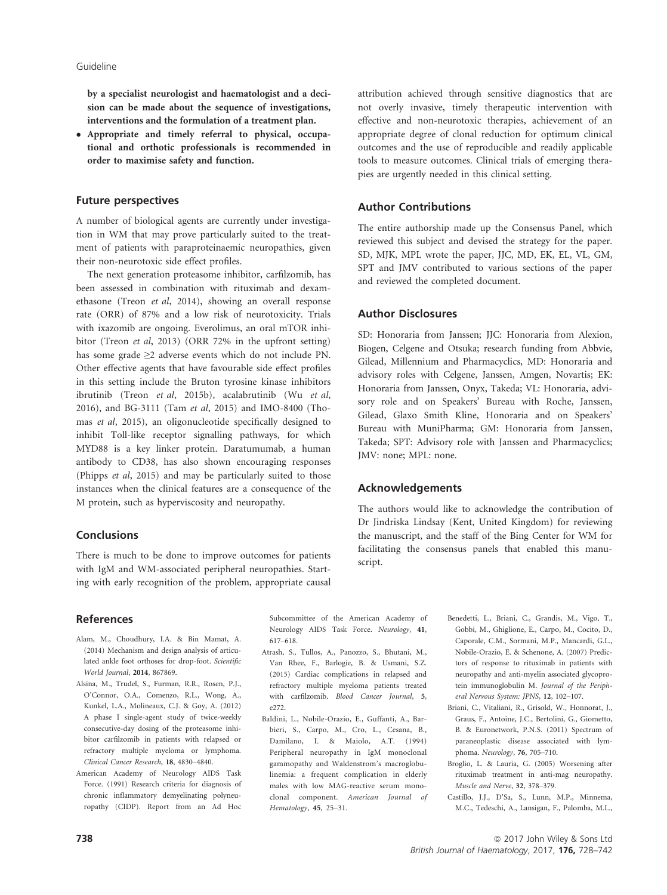**by a specialist neurologist and haematologist and a decision can be made about the sequence of investigations, interventions and the formulation of a treatment plan.**

- **Appropriate and timely referral to physical, occupational and orthotic professionals is recommended in order to maximise safety and function.**

## Future perspectives

A number of biological agents are currently under investigation in WM that may prove particularly suited to the treatment of patients with paraproteinaemic neuropathies, given their non-neurotoxic side effect profiles.

The next generation proteasome inhibitor, carfilzomib, has been assessed in combination with rituximab and dexamethasone (Treon *et al*, 2014), showing an overall response rate (ORR) of 87% and a low risk of neurotoxicity. Trials with ixazomib are ongoing. Everolimus, an oral mTOR inhibitor (Treon *et al*, 2013) (ORR 72% in the upfront setting) has some grade ≥2 adverse events which do not include PN. Other effective agents that have favourable side effect profiles in this setting include the Bruton tyrosine kinase inhibitors ibrutinib (Treon *et al*, 2015b), acalabrutinib (Wu *et al*, 2016), and BG-3111 (Tam *et al*, 2015) and IMO-8400 (Thomas *et al*, 2015), an oligonucleotide specifically designed to inhibit Toll-like receptor signalling pathways, for which MYD88 is a key linker protein. Daratumumab, a human antibody to CD38, has also shown encouraging responses (Phipps *et al*, 2015) and may be particularly suited to those instances when the clinical features are a consequence of the M protein, such as hyperviscosity and neuropathy.

## Conclusions

There is much to be done to improve outcomes for patients with IgM and WM-associated peripheral neuropathies. Starting with early recognition of the problem, appropriate causal attribution achieved through sensitive diagnostics that are not overly invasive, timely therapeutic intervention with effective and non-neurotoxic therapies, achievement of an appropriate degree of clonal reduction for optimum clinical outcomes and the use of reproducible and readily applicable tools to measure outcomes. Clinical trials of emerging therapies are urgently needed in this clinical setting.

## Author Contributions

The entire authorship made up the Consensus Panel, which reviewed this subject and devised the strategy for the paper. SD, MJK, MPL wrote the paper, JJC, MD, EK, EL, VL, GM, SPT and JMV contributed to various sections of the paper and reviewed the completed document.

## Author Disclosures

SD: Honoraria from Janssen; JJC: Honoraria from Alexion, Biogen, Celgene and Otsuka; research funding from Abbvie, Gilead, Millennium and Pharmacyclics, MD: Honoraria and advisory roles with Celgene, Janssen, Amgen, Novartis; EK: Honoraria from Janssen, Onyx, Takeda; VL: Honoraria, advisory role and on Speakers' Bureau with Roche, Janssen, Gilead, Glaxo Smith Kline, Honoraria and on Speakers' Bureau with MuniPharma; GM: Honoraria from Janssen, Takeda; SPT: Advisory role with Janssen and Pharmacyclics; JMV: none; MPL: none.

## Acknowledgements

The authors would like to acknowledge the contribution of Dr Jindriska Lindsay (Kent, United Kingdom) for reviewing the manuscript, and the staff of the Bing Center for WM for facilitating the consensus panels that enabled this manuscript.

## References

Alam, M., Choudhury, I.A. & Bin Mamat, A. (2014) Mechanism and design analysis of articulated ankle foot orthoses for drop-foot. *Scientific World Journal*, **2014**, 867869.

Alsina, M., Trudel, S., Furman, R.R., Rosen, P.J., O'Connor, O.A., Comenzo, R.L., Wong, A., Kunkel, L.A., Molineaux, C.J. & Goy, A. (2012) A phase I single-agent study of twice-weekly consecutive-day dosing of the proteasome inhibitor carfilzomib in patients with relapsed or refractory multiple myeloma or lymphoma. *Clinical Cancer Research*, **18**, 4830–4840.

American Academy of Neurology AIDS Task Force. (1991) Research criteria for diagnosis of chronic inflammatory demyelinating polyneuropathy (CIDP). Report from an Ad Hoc Subcommittee of the American Academy of Neurology AIDS Task Force. *Neurology*, **41**, 617–618.

Atrash, S., Tullos, A., Panozzo, S., Bhutani, M., Van Rhee, F., Barlogie, B. & Usmani, S.Z. (2015) Cardiac complications in relapsed and refractory multiple myeloma patients treated with carfilzomib. *Blood Cancer Journal*, **5**, e272.

Baldini, L., Nobile-Orazio, E., Guffanti, A., Barbieri, S., Carpo, M., Cro, L., Cesana, B., Damilano, I. & Maiolo, A.T. (1994) Peripheral neuropathy in IgM monoclonal gammopathy and Waldenstrom's macroglobulinemia: a frequent complication in elderly males with low MAG-reactive serum monoclonal component. *American Journal of Hematology*, **45**, 25–31.

Benedetti, L., Briani, C., Grandis, M., Vigo, T., Gobbi, M., Ghiglione, E., Carpo, M., Cocito, D., Caporale, C.M., Sormani, M.P., Mancardi, G.L., Nobile-Orazio, E. & Schenone, A. (2007) Predictors of response to rituximab in patients with neuropathy and anti-myelin associated glycoprotein immunoglobulin M. *Journal of the Peripheral Nervous System: JPNS*, **12**, 102–107.

Briani, C., Vitaliani, R., Grisold, W., Honnorat, J., Graus, F., Antoine, J.C., Bertolini, G., Giometto, B. & Euronetwork, P.N.S. (2011) Spectrum of paraneoplastic disease associated with lymphoma. *Neurology*, **76**, 705–710.

Broglio, L. & Lauria, G. (2005) Worsening after rituximab treatment in anti-mag neuropathy. *Muscle and Nerve*, **32**, 378–379.

Castillo, J.J., D'Sa, S., Lunn, M.P., Minnema, M.C., Tedeschi, A., Lansigan, F., Palomba, M.L.,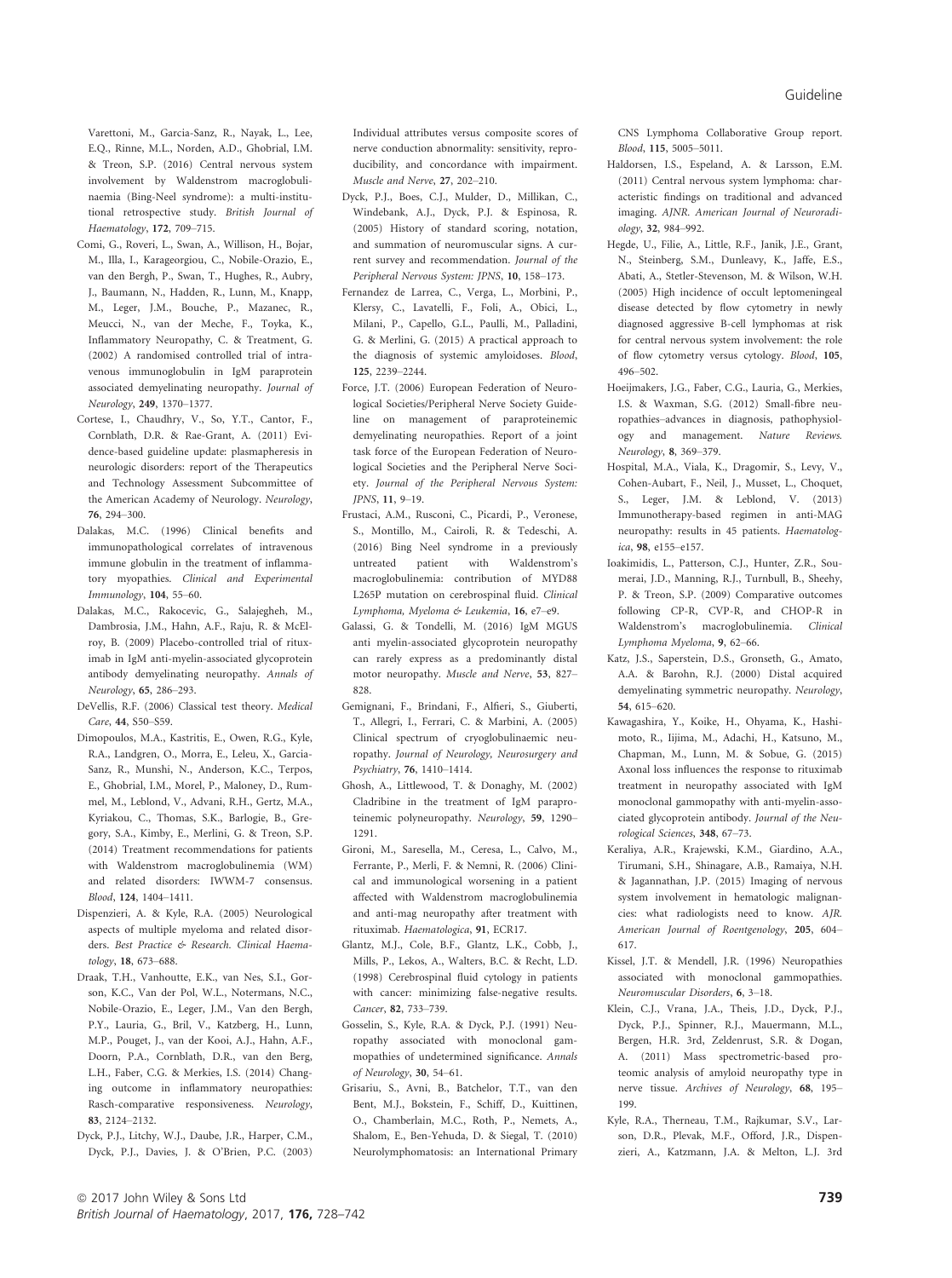Varettoni, M., Garcia-Sanz, R., Nayak, L., Lee, E.Q., Rinne, M.L., Norden, A.D., Ghobrial, I.M. & Treon, S.P. (2016) Central nervous system involvement by Waldenstrom macroglobulinaemia (Bing-Neel syndrome): a multi-institutional retrospective study. *British Journal of Haematology*, **172**, 709–715.

Comi, G., Roveri, L., Swan, A., Willison, H., Bojar, M., Illa, I., Karageorgiou, C., Nobile-Orazio, E., van den Bergh, P., Swan, T., Hughes, R., Aubry, J., Baumann, N., Hadden, R., Lunn, M., Knapp, M., Leger, J.M., Bouche, P., Mazanec, R., Meucci, N., van der Meche, F., Toyka, K., Inflammatory Neuropathy, C. & Treatment, G. (2002) A randomised controlled trial of intravenous immunoglobulin in IgM paraprotein associated demyelinating neuropathy. *Journal of Neurology*, **249**, 1370–1377.

Cortese, I., Chaudhry, V., So, Y.T., Cantor, F., Cornblath, D.R. & Rae-Grant, A. (2011) Evidence-based guideline update: plasmapheresis in neurologic disorders: report of the Therapeutics and Technology Assessment Subcommittee of the American Academy of Neurology. *Neurology*, **76**, 294–300.

Dalakas, M.C. (1996) Clinical benefits and immunopathological correlates of intravenous immune globulin in the treatment of inflammatory myopathies. *Clinical and Experimental Immunology*, **104**, 55–60.

Dalakas, M.C., Rakocevic, G., Salajegheh, M., Dambrosia, J.M., Hahn, A.F., Raju, R. & McElroy, B. (2009) Placebo-controlled trial of rituximab in IgM anti-myelin-associated glycoprotein antibody demyelinating neuropathy. *Annals of Neurology*, **65**, 286–293.

DeVellis, R.F. (2006) Classical test theory. *Medical Care*, **44**, S50–S59.

Dimopoulos, M.A., Kastritis, E., Owen, R.G., Kyle, R.A., Landgren, O., Morra, E., Leleu, X., Garcia-Sanz, R., Munshi, N., Anderson, K.C., Terpos, E., Ghobrial, I.M., Morel, P., Maloney, D., Rummel, M., Leblond, V., Advani, R.H., Gertz, M.A., Kyriakou, C., Thomas, S.K., Barlogie, B., Gregory, S.A., Kimby, E., Merlini, G. & Treon, S.P. (2014) Treatment recommendations for patients with Waldenstrom macroglobulinemia (WM) and related disorders: IWWM-7 consensus. *Blood*, **124**, 1404–1411.

Dispenzieri, A. & Kyle, R.A. (2005) Neurological aspects of multiple myeloma and related disorders. *Best Practice & Research. Clinical Haematology*, **18**, 673–688.

Draak, T.H., Vanhoutte, E.K., van Nes, S.I., Gorson, K.C., Van der Pol, W.L., Notermans, N.C., Nobile-Orazio, E., Leger, J.M., Van den Bergh, P.Y., Lauria, G., Bril, V., Katzberg, H., Lunn, M.P., Pouget, J., van der Kooi, A.J., Hahn, A.F., Doorn, P.A., Cornblath, D.R., van den Berg, L.H., Faber, C.G. & Merkies, I.S. (2014) Changing outcome in inflammatory neuropathies: Rasch-comparative responsiveness. *Neurology*, **83**, 2124–2132.

Dyck, P.J., Litchy, W.J., Daube, J.R., Harper, C.M., Dyck, P.J., Davies, J. & O'Brien, P.C. (2003) Individual attributes versus composite scores of nerve conduction abnormality: sensitivity, reproducibility, and concordance with impairment. *Muscle and Nerve*, **27**, 202–210.

Dyck, P.J., Boes, C.J., Mulder, D., Millikan, C., Windebank, A.J., Dyck, P.J. & Espinosa, R. (2005) History of standard scoring, notation, and summation of neuromuscular signs. A current survey and recommendation. *Journal of the Peripheral Nervous System: JPNS*, **10**, 158–173.

Fernandez de Larrea, C., Verga, L., Morbini, P., Klersy, C., Lavatelli, F., Foli, A., Obici, L., Milani, P., Capello, G.L., Paulli, M., Palladini, G. & Merlini, G. (2015) A practical approach to the diagnosis of systemic amyloidoses. *Blood*, **125**, 2239–2244.

Force, J.T. (2006) European Federation of Neurological Societies/Peripheral Nerve Society Guideline on management of paraproteinemic demyelinating neuropathies. Report of a joint task force of the European Federation of Neurological Societies and the Peripheral Nerve Society. *Journal of the Peripheral Nervous System: JPNS*, **11**, 9–19.

Frustaci, A.M., Rusconi, C., Picardi, P., Veronese, S., Montillo, M., Cairoli, R. & Tedeschi, A. (2016) Bing Neel syndrome in a previously untreated patient with Waldenstrom's macroglobulinemia: contribution of MYD88 L265P mutation on cerebrospinal fluid. *Clinical Lymphoma, Myeloma & Leukemia*, **16**, e7–e9.

Galassi, G. & Tondelli, M. (2016) IgM MGUS anti myelin-associated glycoprotein neuropathy can rarely express as a predominantly distal motor neuropathy. *Muscle and Nerve*, **53**, 827–828.

Gemignani, F., Brindani, F., Alfieri, S., Giuberti, T., Allegri, I., Ferrari, C. & Marbini, A. (2005) Clinical spectrum of cryoglobulinaemic neuropathy. *Journal of Neurology, Neurosurgery and Psychiatry*, **76**, 1410–1414.

Ghosh, A., Littlewood, T. & Donaghy, M. (2002) Cladribine in the treatment of IgM paraproteinemic polyneuropathy. *Neurology*, **59**, 1290–1291.

Gironi, M., Saresella, M., Ceresa, L., Calvo, M., Ferrante, P., Merli, F. & Nemni, R. (2006) Clinical and immunological worsening in a patient affected with Waldenstrom macroglobulinemia and anti-mag neuropathy after treatment with rituximab. *Haematologica*, **91**, ECR17.

Glantz, M.J., Cole, B.F., Glantz, L.K., Cobb, J., Mills, P., Lekos, A., Walters, B.C. & Recht, L.D. (1998) Cerebrospinal fluid cytology in patients with cancer: minimizing false-negative results. *Cancer*, **82**, 733–739.

Gosselin, S., Kyle, R.A. & Dyck, P.J. (1991) Neuropathy associated with monoclonal gammopathies of undetermined significance. *Annals of Neurology*, **30**, 54–61.

Grisariu, S., Avni, B., Batchelor, T.T., van den Bent, M.J., Bokstein, F., Schiff, D., Kuittinen, O., Chamberlain, M.C., Roth, P., Nemets, A., Shalom, E., Ben-Yehuda, D. & Siegal, T. (2010) Neurolymphomatosis: an International Primary CNS Lymphoma Collaborative Group report. *Blood*, **115**, 5005–5011.

Haldorsen, I.S., Espeland, A. & Larsson, E.M. (2011) Central nervous system lymphoma: characteristic findings on traditional and advanced imaging. *AJNR. American Journal of Neuroradiology*, **32**, 984–992.

Hegde, U., Filie, A., Little, R.F., Janik, J.E., Grant, N., Steinberg, S.M., Dunleavy, K., Jaffe, E.S., Abati, A., Stetler-Stevenson, M. & Wilson, W.H. (2005) High incidence of occult leptomeningeal disease detected by flow cytometry in newly diagnosed aggressive B-cell lymphomas at risk for central nervous system involvement: the role of flow cytometry versus cytology. *Blood*, **105**, 496–502.

Hoeijmakers, J.G., Faber, C.G., Lauria, G., Merkies, I.S. & Waxman, S.G. (2012) Small-fibre neuropathies–advances in diagnosis, pathophysiology and management. *Nature Reviews. Neurology*, **8**, 369–379.

Hospital, M.A., Viala, K., Dragomir, S., Levy, V., Cohen-Aubart, F., Neil, J., Musset, L., Choquet, S., Leger, J.M. & Leblond, V. (2013) Immunotherapy-based regimen in anti-MAG neuropathy: results in 45 patients. *Haematologica*, **98**, e155–e157.

Ioakimidis, L., Patterson, C.J., Hunter, Z.R., Soumerai, J.D., Manning, R.J., Turnbull, B., Sheehy, P. & Treon, S.P. (2009) Comparative outcomes following CP-R, CVP-R, and CHOP-R in Waldenstrom's macroglobulinemia. *Clinical Lymphoma Myeloma*, **9**, 62–66.

Katz, J.S., Saperstein, D.S., Gronseth, G., Amato, A.A. & Barohn, R.J. (2000) Distal acquired demyelinating symmetric neuropathy. *Neurology*, **54**, 615–620.

Kawagashira, Y., Koike, H., Ohyama, K., Hashimoto, R., Iijima, M., Adachi, H., Katsuno, M., Chapman, M., Lunn, M. & Sobue, G. (2015) Axonal loss influences the response to rituximab treatment in neuropathy associated with IgM monoclonal gammopathy with anti-myelin-associated glycoprotein antibody. *Journal of the Neurological Sciences*, **348**, 67–73.

Keraliya, A.R., Krajewski, K.M., Giardino, A.A., Tirumani, S.H., Shinagare, A.B., Ramaiya, N.H. & Jagannathan, J.P. (2015) Imaging of nervous system involvement in hematologic malignancies: what radiologists need to know. *AJR. American Journal of Roentgenology*, **205**, 604–617.

Kissel, J.T. & Mendell, J.R. (1996) Neuropathies associated with monoclonal gammopathies. *Neuromuscular Disorders*, **6**, 3–18.

Klein, C.J., Vrana, J.A., Theis, J.D., Dyck, P.J., Dyck, P.J., Spinner, R.J., Mauermann, M.L., Bergen, H.R. 3rd, Zeldenrust, S.R. & Dogan, A. (2011) Mass spectrometric-based proteomic analysis of amyloid neuropathy type in nerve tissue. *Archives of Neurology*, **68**, 195–199.

Kyle, R.A., Therneau, T.M., Rajkumar, S.V., Larson, D.R., Plevak, M.F., Offord, J.R., Dispenzieri, A., Katzmann, J.A. & Melton, L.J. 3rd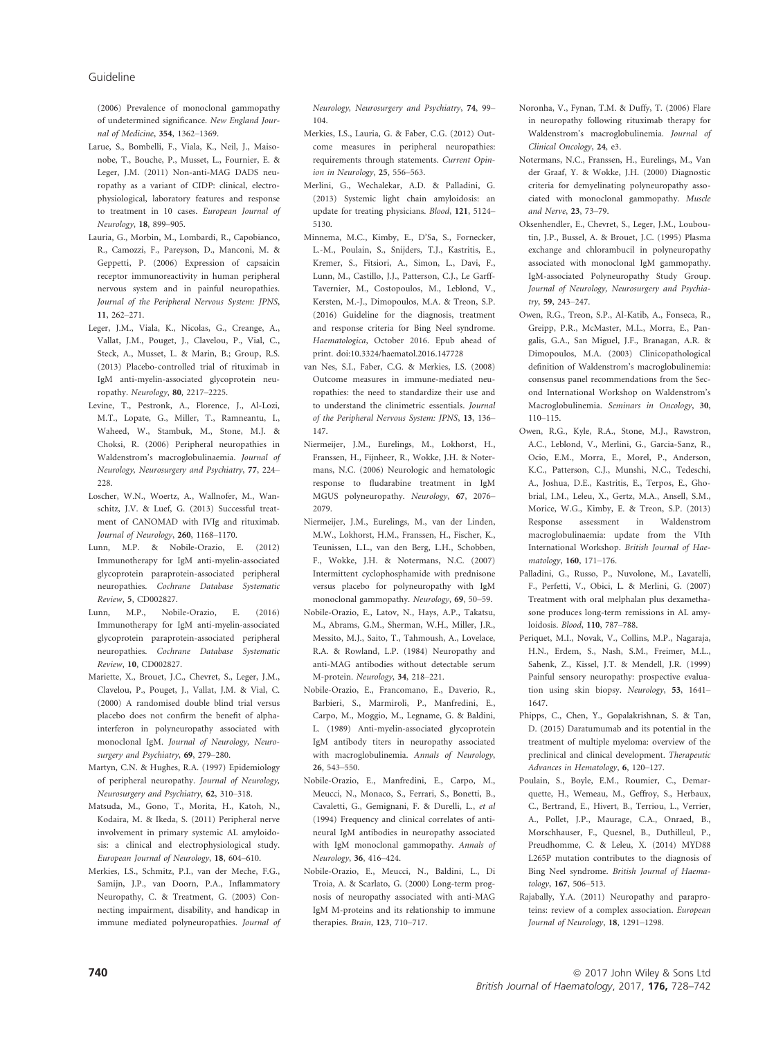(2006) Prevalence of monoclonal gammopathy of undetermined significance. *New England Journal of Medicine*, **354**, 1362–1369.

Larue, S., Bombelli, F., Viala, K., Neil, J., Maisonobe, T., Bouche, P., Musset, L., Fournier, E. & Leger, J.M. (2011) Non-anti-MAG DADS neuropathy as a variant of CIDP: clinical, electrophysiological, laboratory features and response to treatment in 10 cases. *European Journal of Neurology*, **18**, 899–905.

Lauria, G., Morbin, M., Lombardi, R., Capobianco, R., Camozzi, F., Pareyson, D., Manconi, M. & Geppetti, P. (2006) Expression of capsaicin receptor immunoreactivity in human peripheral nervous system and in painful neuropathies. *Journal of the Peripheral Nervous System: JPNS*, **11**, 262–271.

Leger, J.M., Viala, K., Nicolas, G., Creange, A., Vallat, J.M., Pouget, J., Clavelou, P., Vial, C., Steck, A., Musset, L. & Marin, B.; Group, R.S. (2013) Placebo-controlled trial of rituximab in IgM anti-myelin-associated glycoprotein neuropathy. *Neurology*, **80**, 2217–2225.

Levine, T., Pestronk, A., Florence, J., Al-Lozi, M.T., Lopate, G., Miller, T., Ramneantu, I., Waheed, W., Stambuk, M., Stone, M.J. & Choksi, R. (2006) Peripheral neuropathies in Waldenstrom's macroglobulinaemia. *Journal of Neurology, Neurosurgery and Psychiatry*, **77**, 224–228.

Loscher, W.N., Woertz, A., Wallnofer, M., Wanschitz, J.V. & Luef, G. (2013) Successful treatment of CANOMAD with IVIg and rituximab. *Journal of Neurology*, **260**, 1168–1170.

Lunn, M.P. & Nobile-Orazio, E. (2012) Immunotherapy for IgM anti-myelin-associated glycoprotein paraprotein-associated peripheral neuropathies. *Cochrane Database Systematic Review*, **5**, CD002827.

Lunn, M.P., Nobile-Orazio, E. (2016) Immunotherapy for IgM anti-myelin-associated glycoprotein paraprotein-associated peripheral neuropathies. *Cochrane Database Systematic Review*, **10**, CD002827.

Mariette, X., Brouet, J.C., Chevret, S., Leger, J.M., Clavelou, P., Pouget, J., Vallat, J.M. & Vial, C. (2000) A randomised double blind trial versus placebo does not confirm the benefit of alpha-interferon in polyneuropathy associated with monoclonal IgM. *Journal of Neurology, Neurosurgery and Psychiatry*, **69**, 279–280.

Martyn, C.N. & Hughes, R.A. (1997) Epidemiology of peripheral neuropathy. *Journal of Neurology, Neurosurgery and Psychiatry*, **62**, 310–318.

Matsuda, M., Gono, T., Morita, H., Katoh, N., Kodaira, M. & Ikeda, S. (2011) Peripheral nerve involvement in primary systemic AL amyloidosis: a clinical and electrophysiological study. *European Journal of Neurology*, **18**, 604–610.

Merkies, I.S., Schmitz, P.I., van der Meche, F.G., Samijn, J.P., van Doorn, P.A., Inflammatory Neuropathy, C. & Treatment, G. (2003) Connecting impairment, disability, and handicap in immune mediated polyneuropathies. *Journal of Neurology, Neurosurgery and Psychiatry*, **74**, 99–104.

Merkies, I.S., Lauria, G. & Faber, C.G. (2012) Outcome measures in peripheral neuropathies: requirements through statements. *Current Opinion in Neurology*, **25**, 556–563.

Merlini, G., Wechalekar, A.D. & Palladini, G. (2013) Systemic light chain amyloidosis: an update for treating physicians. *Blood*, **121**, 5124–5130.

Minnema, M.C., Kimby, E., D'Sa, S., Fornecker, L.-M., Poulain, S., Snijders, T.J., Kastritis, E., Kremer, S., Fitsiori, A., Simon, L., Davi, F., Lunn, M., Castillo, J.J., Patterson, C.J., Le Garff-Tavernier, M., Costopoulos, M., Leblond, V., Kersten, M.-J., Dimopoulos, M.A. & Treon, S.P. (2016) Guideline for the diagnosis, treatment and response criteria for Bing Neel syndrome. *Haematologica*, October 2016. Epub ahead of print. doi:10.3324/haematol.2016.147728

van Nes, S.I., Faber, C.G. & Merkies, I.S. (2008) Outcome measures in immune-mediated neuropathies: the need to standardize their use and to understand the clinimetric essentials. *Journal of the Peripheral Nervous System: JPNS*, **13**, 136–147.

Niermeijer, J.M., Eurelings, M., Lokhorst, H., Franssen, H., Fijnheer, R., Wokke, J.H. & Notermans, N.C. (2006) Neurologic and hematologic response to fludarabine treatment in IgM MGUS polyneuropathy. *Neurology*, **67**, 2076–2079.

Niermeijer, J.M., Eurelings, M., van der Linden, M.W., Lokhorst, H.M., Franssen, H., Fischer, K., Teunissen, L.L., van den Berg, L.H., Schobben, F., Wokke, J.H. & Notermans, N.C. (2007) Intermittent cyclophosphamide with prednisone versus placebo for polyneuropathy with IgM monoclonal gammopathy. *Neurology*, **69**, 50–59.

Nobile-Orazio, E., Latov, N., Hays, A.P., Takatsu, M., Abrams, G.M., Sherman, W.H., Miller, J.R., Messito, M.J., Saito, T., Tahmoush, A., Lovelace, R.A. & Rowland, L.P. (1984) Neuropathy and anti-MAG antibodies without detectable serum M-protein. *Neurology*, **34**, 218–221.

Nobile-Orazio, E., Francomano, E., Daverio, R., Barbieri, S., Marmiroli, P., Manfredini, E., Carpo, M., Moggio, M., Legname, G. & Baldini, L. (1989) Anti-myelin-associated glycoprotein IgM antibody titers in neuropathy associated with macroglobulinemia. *Annals of Neurology*, **26**, 543–550.

Nobile-Orazio, E., Manfredini, E., Carpo, M., Meucci, N., Monaco, S., Ferrari, S., Bonetti, B., Cavaletti, G., Gemignani, F. & Durelli, L., *et al* (1994) Frequency and clinical correlates of anti-neural IgM antibodies in neuropathy associated with IgM monoclonal gammopathy. *Annals of Neurology*, **36**, 416–424.

Nobile-Orazio, E., Meucci, N., Baldini, L., Di Troia, A. & Scarlato, G. (2000) Long-term prognosis of neuropathy associated with anti-MAG IgM M-proteins and its relationship to immune therapies. *Brain*, **123**, 710–717.

Noronha, V., Fynan, T.M. & Duffy, T. (2006) Flare in neuropathy following rituximab therapy for Waldenstrom's macroglobulinemia. *Journal of Clinical Oncology*, **24**, e3.

Notermans, N.C., Franssen, H., Eurelings, M., Van der Graaf, Y. & Wokke, J.H. (2000) Diagnostic criteria for demyelinating polyneuropathy associated with monoclonal gammopathy. *Muscle and Nerve*, **23**, 73–79.

Oksenhendler, E., Chevret, S., Leger, J.M., Louboutin, J.P., Bussel, A. & Brouet, J.C. (1995) Plasma exchange and chlorambucil in polyneuropathy associated with monoclonal IgM gammopathy. IgM-associated Polyneuropathy Study Group. *Journal of Neurology, Neurosurgery and Psychiatry*, **59**, 243–247.

Owen, R.G., Treon, S.P., Al-Katib, A., Fonseca, R., Greipp, P.R., McMaster, M.L., Morra, E., Pangalis, G.A., San Miguel, J.F., Branagan, A.R. & Dimopoulos, M.A. (2003) Clinicopathological definition of Waldenstrom's macroglobulinemia: consensus panel recommendations from the Second International Workshop on Waldenstrom's Macroglobulinemia. *Seminars in Oncology*, **30**, 110–115.

Owen, R.G., Kyle, R.A., Stone, M.J., Rawstron, A.C., Leblond, V., Merlini, G., Garcia-Sanz, R., Ocio, E.M., Morra, E., Morel, P., Anderson, K.C., Patterson, C.J., Munshi, N.C., Tedeschi, A., Joshua, D.E., Kastritis, E., Terpos, E., Ghobrial, I.M., Leleu, X., Gertz, M.A., Ansell, S.M., Morice, W.G., Kimby, E. & Treon, S.P. (2013) Response assessment in Waldenstrom macroglobulinaemia: update from the VIth International Workshop. *British Journal of Haematology*, **160**, 171–176.

Palladini, G., Russo, P., Nuvolone, M., Lavatelli, F., Perfetti, V., Obici, L. & Merlini, G. (2007) Treatment with oral melphalan plus dexamethasone produces long-term remissions in AL amyloidosis. *Blood*, **110**, 787–788.

Periquet, M.I., Novak, V., Collins, M.P., Nagaraja, H.N., Erdem, S., Nash, S.M., Freimer, M.L., Sahenk, Z., Kissel, J.T. & Mendell, J.R. (1999) Painful sensory neuropathy: prospective evaluation using skin biopsy. *Neurology*, **53**, 1641–1647.

Phipps, C., Chen, Y., Gopalakrishnan, S. & Tan, D. (2015) Daratumumab and its potential in the treatment of multiple myeloma: overview of the preclinical and clinical development. *Therapeutic Advances in Hematology*, **6**, 120–127.

Poulain, S., Boyle, E.M., Roumier, C., Demarquette, H., Wemeau, M., Geffroy, S., Herbaux, C., Bertrand, E., Hivert, B., Terriou, L., Verrier, A., Pollet, J.P., Maurage, C.A., Onraed, B., Morschhauser, F., Quesnel, B., Duthilleul, P., Preudhomme, C. & Leleu, X. (2014) MYD88 L265P mutation contributes to the diagnosis of Bing Neel syndrome. *British Journal of Haematology*, **167**, 506–513.

Rajabally, Y.A. (2011) Neuropathy and paraproteins: review of a complex association. *European Journal of Neurology*, **18**, 1291–1298.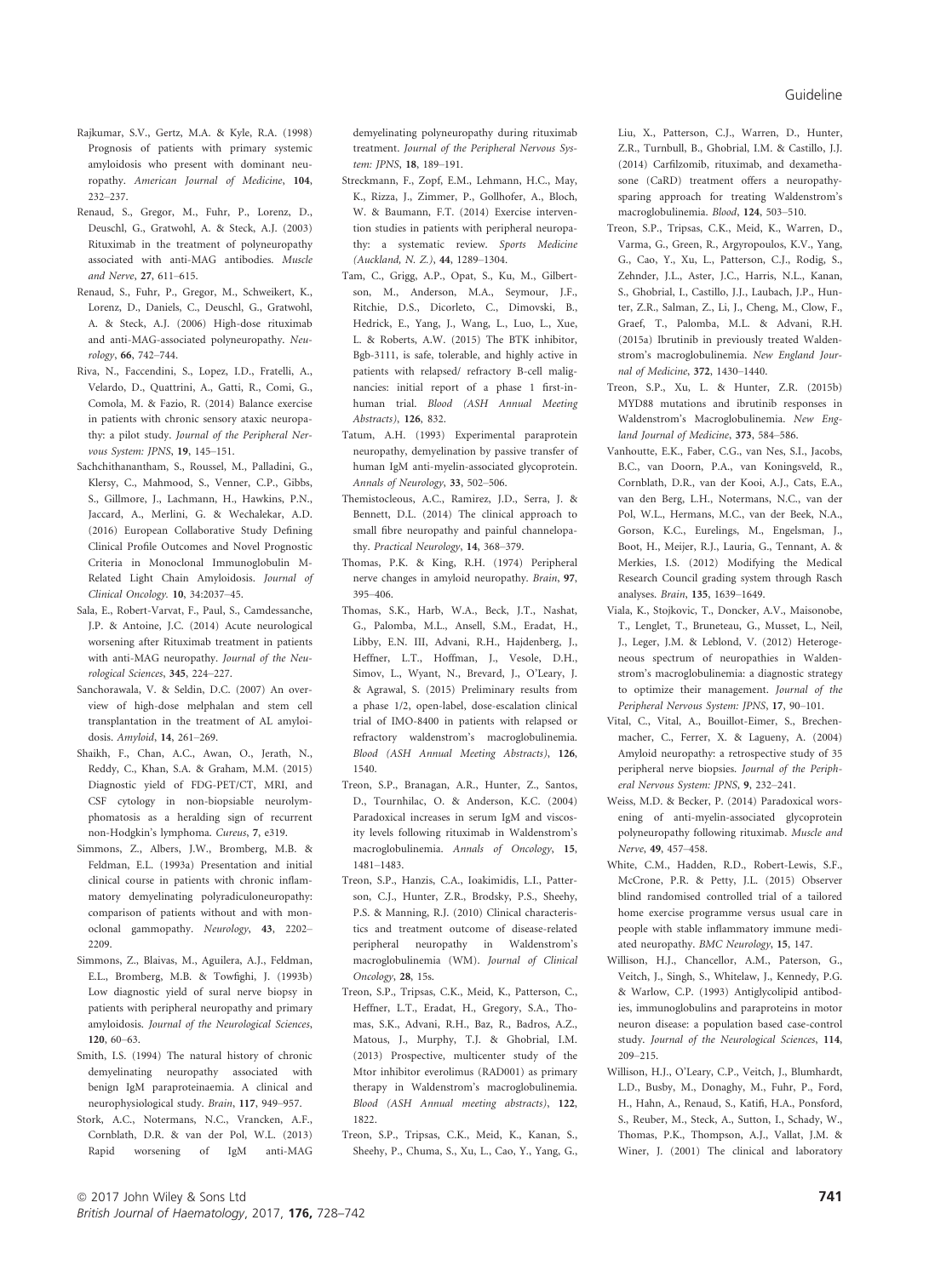Rajkumar, S.V., Gertz, M.A. & Kyle, R.A. (1998) Prognosis of patients with primary systemic amyloidosis who present with dominant neuropathy. *American Journal of Medicine*, **104**, 232–237.

Renaud, S., Gregor, M., Fuhr, P., Lorenz, D., Deuschl, G., Gratwohl, A. & Steck, A.J. (2003) Rituximab in the treatment of polyneuropathy associated with anti-MAG antibodies. *Muscle and Nerve*, **27**, 611–615.

Renaud, S., Fuhr, P., Gregor, M., Schweikert, K., Lorenz, D., Daniels, C., Deuschl, G., Gratwohl, A. & Steck, A.J. (2006) High-dose rituximab and anti-MAG-associated polyneuropathy. *Neurology*, **66**, 742–744.

Riva, N., Faccendini, S., Lopez, I.D., Fratelli, A., Velardo, D., Quattrini, A., Gatti, R., Comi, G., Comola, M. & Fazio, R. (2014) Balance exercise in patients with chronic sensory ataxic neuropathy: a pilot study. *Journal of the Peripheral Nervous System: JPNS*, **19**, 145–151.

Sachchithanantham, S., Roussel, M., Palladini, G., Klersy, C., Mahmood, S., Venner, C.P., Gibbs, S., Gillmore, J., Lachmann, H., Hawkins, P.N., Jaccard, A., Merlini, G. & Wechalekar, A.D. (2016) European Collaborative Study Defining Clinical Profile Outcomes and Novel Prognostic Criteria in Monoclonal Immunoglobulin M-Related Light Chain Amyloidosis. *Journal of Clinical Oncology*. 10, 34:2037–45.

Sala, E., Robert-Varvat, F., Paul, S., Camdessanche, J.P. & Antoine, J.C. (2014) Acute neurological worsening after Rituximab treatment in patients with anti-MAG neuropathy. *Journal of the Neurological Sciences*, **345**, 224–227.

Sanchorawala, V. & Seldin, D.C. (2007) An overview of high-dose melphalan and stem cell transplantation in the treatment of AL amyloidosis. *Amyloid*, **14**, 261–269.

Shaikh, F., Chan, A.C., Awan, O., Jerath, N., Reddy, C., Khan, S.A. & Graham, M.M. (2015) Diagnostic yield of FDG-PET/CT, MRI, and CSF cytology in non-biopsiable neurolymphomatosis as a heralding sign of recurrent non-Hodgkin's lymphoma. *Cureus*, **7**, e319.

Simmons, Z., Albers, J.W., Bromberg, M.B. & Feldman, E.L. (1993a) Presentation and initial clinical course in patients with chronic inflammatory demyelinating polyradiculoneuropathy: comparison of patients without and with monoclonal gammopathy. *Neurology*, **43**, 2202–2209.

Simmons, Z., Blaivas, M., Aguilera, A.J., Feldman, E.L., Bromberg, M.B. & Towfighi, J. (1993b) Low diagnostic yield of sural nerve biopsy in patients with peripheral neuropathy and primary amyloidosis. *Journal of the Neurological Sciences*, **120**, 60–63.

Smith, I.S. (1994) The natural history of chronic demyelinating neuropathy associated with benign IgM paraproteinaemia. A clinical and neurophysiological study. *Brain*, **117**, 949–957.

Stork, A.C., Notermans, N.C., Vrancken, A.F., Cornblath, D.R. & van der Pol, W.L. (2013) Rapid worsening of IgM anti-MAG demyelinating polyneuropathy during rituximab treatment. *Journal of the Peripheral Nervous System: JPNS*, **18**, 189–191.

Streckmann, F., Zopf, E.M., Lehmann, H.C., May, K., Rizza, J., Zimmer, P., Gollhofer, A., Bloch, W. & Baumann, F.T. (2014) Exercise intervention studies in patients with peripheral neuropathy: a systematic review. *Sports Medicine (Auckland, N. Z.)*, **44**, 1289–1304.

Tam, C., Grigg, A.P., Opat, S., Ku, M., Gilbertson, M., Anderson, M.A., Seymour, J.F., Ritchie, D.S., Dicorleto, C., Dimovski, B., Hedrick, E., Yang, J., Wang, L., Luo, L., Xue, L. & Roberts, A.W. (2015) The BTK inhibitor, Bgb-3111, is safe, tolerable, and highly active in patients with relapsed/ refractory B-cell malignancies: initial report of a phase 1 first-in-human trial. *Blood (ASH Annual Meeting Abstracts)*, **126**, 832.

Tatum, A.H. (1993) Experimental paraprotein neuropathy, demyelination by passive transfer of human IgM anti-myelin-associated glycoprotein. *Annals of Neurology*, **33**, 502–506.

Themistocleous, A.C., Ramirez, J.D., Serra, J. & Bennett, D.L. (2014) The clinical approach to small fibre neuropathy and painful channelopathy. *Practical Neurology*, **14**, 368–379.

Thomas, P.K. & King, R.H. (1974) Peripheral nerve changes in amyloid neuropathy. *Brain*, **97**, 395–406.

Thomas, S.K., Harb, W.A., Beck, J.T., Nashat, G., Palomba, M.L., Ansell, S.M., Eradat, H., Libby, E.N. III, Advani, R.H., Hajdenberg, J., Heffner, L.T., Hoffman, J., Vesole, D.H., Simov, L., Wyant, N., Brevard, J., O'Leary, J. & Agrawal, S. (2015) Preliminary results from a phase 1/2, open-label, dose-escalation clinical trial of IMO-8400 in patients with relapsed or refractory waldenstrom's macroglobulinemia. *Blood (ASH Annual Meeting Abstracts)*, **126**, 1540.

Treon, S.P., Branagan, A.R., Hunter, Z., Santos, D., Tournhilac, O. & Anderson, K.C. (2004) Paradoxical increases in serum IgM and viscosity levels following rituximab in Waldenstrom's macroglobulinemia. *Annals of Oncology*, **15**, 1481–1483.

Treon, S.P., Hanzis, C.A., Ioakimidis, L.I., Patterson, C.J., Hunter, Z.R., Brodsky, P.S., Sheehy, P.S. & Manning, R.J. (2010) Clinical characteristics and treatment outcome of disease-related peripheral neuropathy in Waldenstrom's macroglobulinemia (WM). *Journal of Clinical Oncology*, **28**, 15s.

Treon, S.P., Tripsas, C.K., Meid, K., Patterson, C., Heffner, L.T., Eradat, H., Gregory, S.A., Thomas, S.K., Advani, R.H., Baz, R., Badros, A.Z., Matous, J., Murphy, T.J. & Ghobrial, I.M. (2013) Prospective, multicenter study of the Mtor inhibitor everolimus (RAD001) as primary therapy in Waldenstrom's macroglobulinemia. *Blood (ASH Annual meeting abstracts)*, **122**, 1822.

Treon, S.P., Tripsas, C.K., Meid, K., Kanan, S., Sheehy, P., Chuma, S., Xu, L., Cao, Y., Yang, G., Liu, X., Patterson, C.J., Warren, D., Hunter, Z.R., Turnbull, B., Ghobrial, I.M. & Castillo, J.J. (2014) Carfilzomib, rituximab, and dexamethasone (CaRD) treatment offers a neuropathy-sparing approach for treating Waldenstrom's macroglobulinemia. *Blood*, **124**, 503–510.

Treon, S.P., Tripsas, C.K., Meid, K., Warren, D., Varma, G., Green, R., Argyropoulos, K.V., Yang, G., Cao, Y., Xu, L., Patterson, C.J., Rodig, S., Zehnder, J.L., Aster, J.C., Harris, N.L., Kanan, S., Ghobrial, I., Castillo, J.J., Laubach, J.P., Hunter, Z.R., Salman, Z., Li, J., Cheng, M., Clow, F., Graef, T., Palomba, M.L. & Advani, R.H. (2015a) Ibrutinib in previously treated Waldenstrom's macroglobulinemia. *New England Journal of Medicine*, **372**, 1430–1440.

Treon, S.P., Xu, L. & Hunter, Z.R. (2015b) MYD88 mutations and ibrutinib responses in Waldenstrom's Macroglobulinemia. *New England Journal of Medicine*, **373**, 584–586.

Vanhoutte, E.K., Faber, C.G., van Nes, S.I., Jacobs, B.C., van Doorn, P.A., van Koningsveld, R., Cornblath, D.R., van der Kooi, A.J., Cats, E.A., van den Berg, L.H., Notermans, N.C., van der Pol, W.L., Hermans, M.C., van der Beek, N.A., Gorson, K.C., Eurelings, M., Engelsman, J., Boot, H., Meijer, R.J., Lauria, G., Tennant, A. & Merkies, I.S. (2012) Modifying the Medical Research Council grading system through Rasch analyses. *Brain*, **135**, 1639–1649.

Viala, K., Stojkovic, T., Doncker, A.V., Maisonobe, T., Lenglet, T., Bruneteau, G., Musset, L., Neil, J., Leger, J.M. & Leblond, V. (2012) Heterogeneous spectrum of neuropathies in Waldenstrom's macroglobulinemia: a diagnostic strategy to optimize their management. *Journal of the Peripheral Nervous System: JPNS*, **17**, 90–101.

Vital, C., Vital, A., Bouillot-Eimer, S., Brechenmacher, C., Ferrer, X. & Lagueny, A. (2004) Amyloid neuropathy: a retrospective study of 35 peripheral nerve biopsies. *Journal of the Peripheral Nervous System: JPNS*, **9**, 232–241.

Weiss, M.D. & Becker, P. (2014) Paradoxical worsening of anti-myelin-associated glycoprotein polyneuropathy following rituximab. *Muscle and Nerve*, **49**, 457–458.

White, C.M., Hadden, R.D., Robert-Lewis, S.F., McCrone, P.R. & Petty, J.L. (2015) Observer blind randomised controlled trial of a tailored home exercise programme versus usual care in people with stable inflammatory immune mediated neuropathy. *BMC Neurology*, **15**, 147.

Willison, H.J., Chancellor, A.M., Paterson, G., Veitch, J., Singh, S., Whitelaw, J., Kennedy, P.G. & Warlow, C.P. (1993) Antiglycolipid antibodies, immunoglobulins and paraproteins in motor neuron disease: a population based case-control study. *Journal of the Neurological Sciences*, **114**, 209–215.

Willison, H.J., O'Leary, C.P., Veitch, J., Blumhardt, L.D., Busby, M., Donaghy, M., Fuhr, P., Ford, H., Hahn, A., Renaud, S., Katifi, H.A., Ponsford, S., Reuber, M., Steck, A., Sutton, I., Schady, W., Thomas, P.K., Thompson, A.J., Vallat, J.M. & Winer, J. (2001) The clinical and laboratory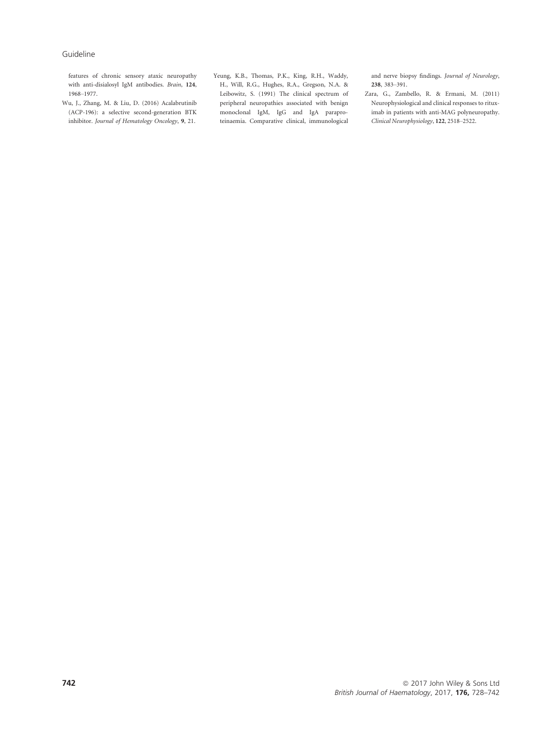features of chronic sensory ataxic neuropathy with anti-disialosyl IgM antibodies. *Brain*, **124**, 1968–1977.

Wu, J., Zhang, M. & Liu, D. (2016) Acalabrutinib (ACP-196): a selective second-generation BTK inhibitor. *Journal of Hematology Oncology*, **9**, 21.

Yeung, K.B., Thomas, P.K., King, R.H., Waddy, H., Will, R.G., Hughes, R.A., Gregson, N.A. & Leibowitz, S. (1991) The clinical spectrum of peripheral neuropathies associated with benign monoclonal IgM, IgG and IgA paraproteinaemia. Comparative clinical, immunological and nerve biopsy findings. *Journal of Neurology*, **238**, 383–391.

Zara, G., Zambello, R. & Ermani, M. (2011) Neurophysiological and clinical responses to rituximab in patients with anti-MAG polyneuropathy. *Clinical Neurophysiology*, **122**, 2518–2522.